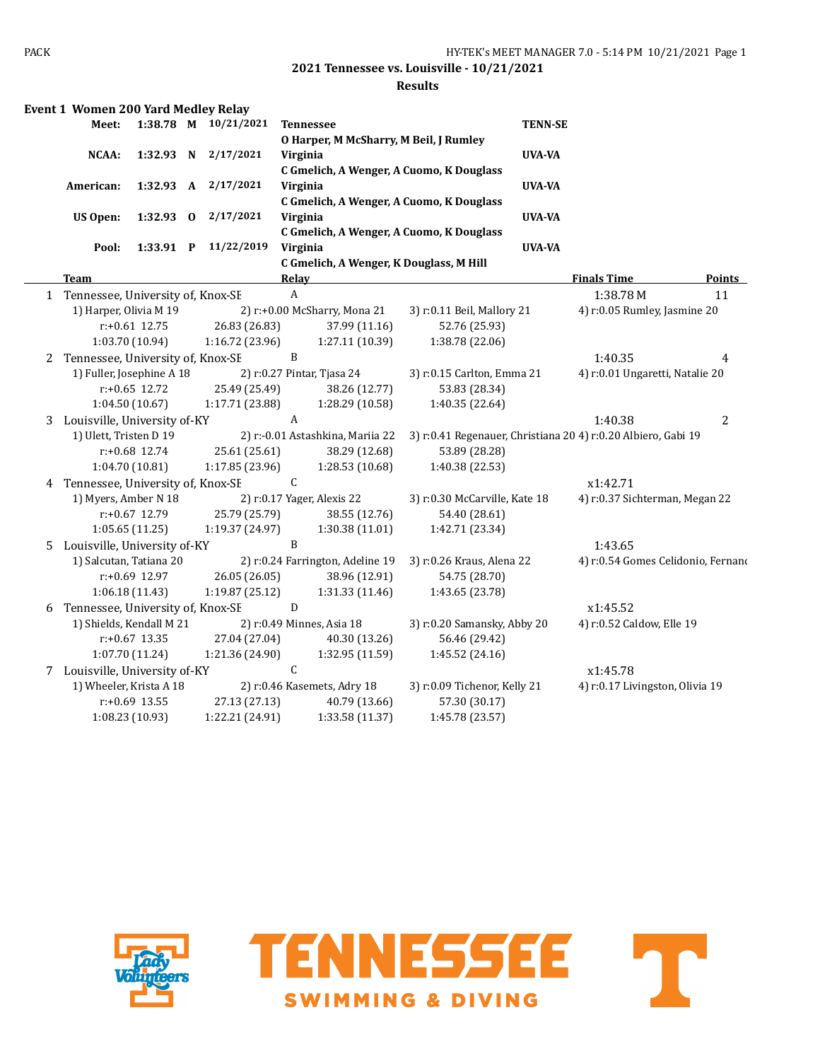## 2021 Tennessee vs. Louisville - 10/21/2021

### Results

**Event 1 Women 200 Yard Medley Relay**

| | Time | | Date | Team | Code |
|---|---|---|---|---|---|
| **Meet:** | **1:38.78** | **M** | **10/21/2021** | **Tennessee** | **TENN-SE** |
| | | | | **O Harper, M McSharry, M Beil, J Rumley** | |
| **NCAA:** | **1:32.93** | **N** | **2/17/2021** | **Virginia** | **UVA-VA** |
| | | | | **C Gmelich, A Wenger, A Cuomo, K Douglass** | |
| **American:** | **1:32.93** | **A** | **2/17/2021** | **Virginia** | **UVA-VA** |
| | | | | **C Gmelich, A Wenger, A Cuomo, K Douglass** | |
| **US Open:** | **1:32.93** | **O** | **2/17/2021** | **Virginia** | **UVA-VA** |
| | | | | **C Gmelich, A Wenger, A Cuomo, K Douglass** | |
| **Pool:** | **1:33.91** | **P** | **11/22/2019** | **Virginia** | **UVA-VA** |
| | | | | **C Gmelich, A Wenger, K Douglass, M Hill** | |

| | Team | Relay | Finals Time | Points |
|---|---|---|---|---|
| 1 | Tennessee, University of, Knox-SE | A | 1:38.78 M | 11 |
| | 1) Harper, Olivia M 19 · 2) r:+0.00 McSharry, Mona 21 · 3) r:0.11 Beil, Mallory 21 · 4) r:0.05 Rumley, Jasmine 20 | | | |
| | r:+0.61 12.75 · 26.83 (26.83) · 37.99 (11.16) · 52.76 (25.93) | | | |
| | 1:03.70 (10.94) · 1:16.72 (23.96) · 1:27.11 (10.39) · 1:38.78 (22.06) | | | |
| 2 | Tennessee, University of, Knox-SE | B | 1:40.35 | 4 |
| | 1) Fuller, Josephine A 18 · 2) r:0.27 Pintar, Tjasa 24 · 3) r:0.15 Carlton, Emma 21 · 4) r:0.01 Ungaretti, Natalie 20 | | | |
| | r:+0.65 12.72 · 25.49 (25.49) · 38.26 (12.77) · 53.83 (28.34) | | | |
| | 1:04.50 (10.67) · 1:17.71 (23.88) · 1:28.29 (10.58) · 1:40.35 (22.64) | | | |
| 3 | Louisville, University of-KY | A | 1:40.38 | 2 |
| | 1) Ulett, Tristen D 19 · 2) r:-0.01 Astashkina, Mariia 22 · 3) r:0.41 Regenauer, Christiana 20 · 4) r:0.20 Albiero, Gabi 19 | | | |
| | r:+0.68 12.74 · 25.61 (25.61) · 38.29 (12.68) · 53.89 (28.28) | | | |
| | 1:04.70 (10.81) · 1:17.85 (23.96) · 1:28.53 (10.68) · 1:40.38 (22.53) | | | |
| 4 | Tennessee, University of, Knox-SE | C | x1:42.71 | |
| | 1) Myers, Amber N 18 · 2) r:0.17 Yager, Alexis 22 · 3) r:0.30 McCarville, Kate 18 · 4) r:0.37 Sichterman, Megan 22 | | | |
| | r:+0.67 12.79 · 25.79 (25.79) · 38.55 (12.76) · 54.40 (28.61) | | | |
| | 1:05.65 (11.25) · 1:19.37 (24.97) · 1:30.38 (11.01) · 1:42.71 (23.34) | | | |
| 5 | Louisville, University of-KY | B | 1:43.65 | |
| | 1) Salcutan, Tatiana 20 · 2) r:0.24 Farrington, Adeline 19 · 3) r:0.26 Kraus, Alena 22 · 4) r:0.54 Gomes Celidonio, Fernand | | | |
| | r:+0.69 12.97 · 26.05 (26.05) · 38.96 (12.91) · 54.75 (28.70) | | | |
| | 1:06.18 (11.43) · 1:19.87 (25.12) · 1:31.33 (11.46) · 1:43.65 (23.78) | | | |
| 6 | Tennessee, University of, Knox-SE | D | x1:45.52 | |
| | 1) Shields, Kendall M 21 · 2) r:0.49 Minnes, Asia 18 · 3) r:0.20 Samansky, Abby 20 · 4) r:0.52 Caldow, Elle 19 | | | |
| | r:+0.67 13.35 · 27.04 (27.04) · 40.30 (13.26) · 56.46 (29.42) | | | |
| | 1:07.70 (11.24) · 1:21.36 (24.90) · 1:32.95 (11.59) · 1:45.52 (24.16) | | | |
| 7 | Louisville, University of-KY | C | x1:45.78 | |
| | 1) Wheeler, Krista A 18 · 2) r:0.46 Kasemets, Adry 18 · 3) r:0.09 Tichenor, Kelly 21 · 4) r:0.17 Livingston, Olivia 19 | | | |
| | r:+0.69 13.55 · 27.13 (27.13) · 40.79 (13.66) · 57.30 (30.17) | | | |
| | 1:08.23 (10.93) · 1:22.21 (24.91) · 1:33.58 (11.37) · 1:45.78 (23.57) | | | |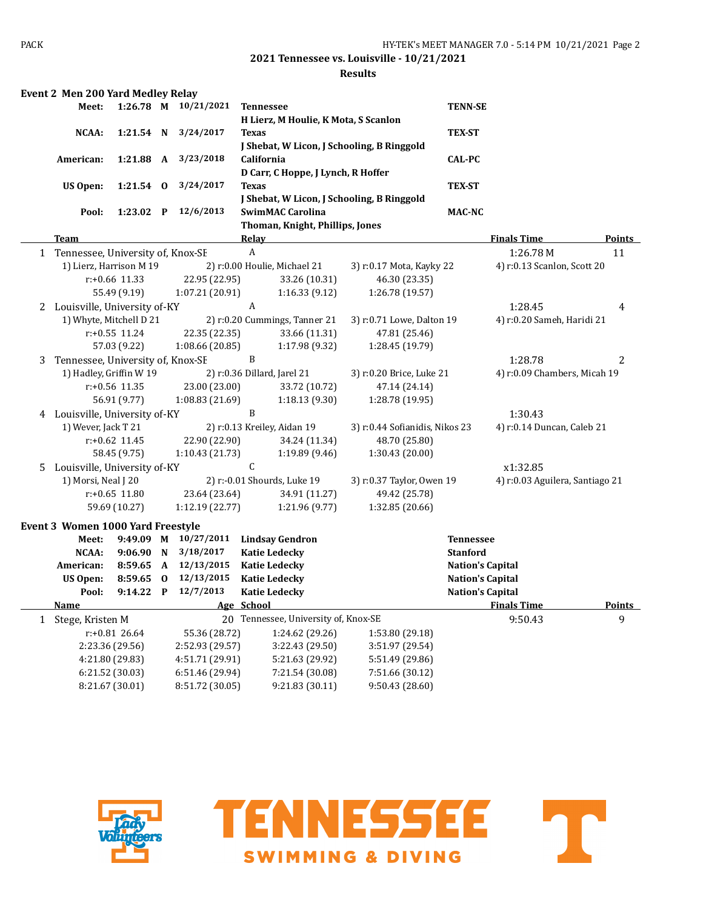## 2021 Tennessee vs. Louisville - 10/21/2021

### Results

### Event 2 Men 200 Yard Medley Relay

| | | | | | |
|---|---|---|---|---|---|
| Meet: | 1:26.78 | M | 10/21/2021 | Tennessee<br>H Lierz, M Houlie, K Mota, S Scanlon | TENN-SE |
| NCAA: | 1:21.54 | N | 3/24/2017 | Texas<br>J Shebat, W Licon, J Schooling, B Ringgold | TEX-ST |
| American: | 1:21.88 | A | 3/23/2018 | California<br>D Carr, C Hoppe, J Lynch, R Hoffer | CAL-PC |
| US Open: | 1:21.54 | O | 3/24/2017 | Texas<br>J Shebat, W Licon, J Schooling, B Ringgold | TEX-ST |
| Pool: | 1:23.02 | P | 12/6/2013 | SwimMAC Carolina<br>Thoman, Knight, Phillips, Jones | MAC-NC |

| | Team | Relay | | Finals Time | Points |
|---|---|---|---|---|---|
| 1 | Tennessee, University of, Knox-SE | A | | 1:26.78 M | 11 |
| | 1) Lierz, Harrison M 19 | 2) r:0.00 Houlie, Michael 21 | 3) r:0.17 Mota, Kayky 22 | 4) r:0.13 Scanlon, Scott 20 | |
| | r:+0.66 11.33 | 22.95 (22.95) | 33.26 (10.31) | 46.30 (23.35) | |
| | 55.49 (9.19) | 1:07.21 (20.91) | 1:16.33 (9.12) | 1:26.78 (19.57) | |
| 2 | Louisville, University of-KY | A | | 1:28.45 | 4 |
| | 1) Whyte, Mitchell D 21 | 2) r:0.20 Cummings, Tanner 21 | 3) r:0.71 Lowe, Dalton 19 | 4) r:0.20 Sameh, Haridi 21 | |
| | r:+0.55 11.24 | 22.35 (22.35) | 33.66 (11.31) | 47.81 (25.46) | |
| | 57.03 (9.22) | 1:08.66 (20.85) | 1:17.98 (9.32) | 1:28.45 (19.79) | |
| 3 | Tennessee, University of, Knox-SE | B | | 1:28.78 | 2 |
| | 1) Hadley, Griffin W 19 | 2) r:0.36 Dillard, Jarel 21 | 3) r:0.20 Brice, Luke 21 | 4) r:0.09 Chambers, Micah 19 | |
| | r:+0.56 11.35 | 23.00 (23.00) | 33.72 (10.72) | 47.14 (24.14) | |
| | 56.91 (9.77) | 1:08.83 (21.69) | 1:18.13 (9.30) | 1:28.78 (19.95) | |
| 4 | Louisville, University of-KY | B | | 1:30.43 | |
| | 1) Wever, Jack T 21 | 2) r:0.13 Kreiley, Aidan 19 | 3) r:0.44 Sofianidis, Nikos 23 | 4) r:0.14 Duncan, Caleb 21 | |
| | r:+0.62 11.45 | 22.90 (22.90) | 34.24 (11.34) | 48.70 (25.80) | |
| | 58.45 (9.75) | 1:10.43 (21.73) | 1:19.89 (9.46) | 1:30.43 (20.00) | |
| 5 | Louisville, University of-KY | C | | x1:32.85 | |
| | 1) Morsi, Neal J 20 | 2) r:-0.01 Shourds, Luke 19 | 3) r:0.37 Taylor, Owen 19 | 4) r:0.03 Aguilera, Santiago 21 | |
| | r:+0.65 11.80 | 23.64 (23.64) | 34.91 (11.27) | 49.42 (25.78) | |
| | 59.69 (10.27) | 1:12.19 (22.77) | 1:21.96 (9.77) | 1:32.85 (20.66) | |

### Event 3 Women 1000 Yard Freestyle

| | | | | | |
|---|---|---|---|---|---|
| Meet: | 9:49.09 | M | 10/27/2011 | Lindsay Gendron | Tennessee |
| NCAA: | 9:06.90 | N | 3/18/2017 | Katie Ledecky | Stanford |
| American: | 8:59.65 | A | 12/13/2015 | Katie Ledecky | Nation's Capital |
| US Open: | 8:59.65 | O | 12/13/2015 | Katie Ledecky | Nation's Capital |
| Pool: | 9:14.22 | P | 12/7/2013 | Katie Ledecky | Nation's Capital |

| | Name | Age | School | | Finals Time | Points |
|---|---|---|---|---|---|---|
| 1 | Stege, Kristen M | 20 | Tennessee, University of, Knox-SE | | 9:50.43 | 9 |
| | r:+0.81 26.64 | 55.36 (28.72) | 1:24.62 (29.26) | 1:53.80 (29.18) | | |
| | 2:23.36 (29.56) | 2:52.93 (29.57) | 3:22.43 (29.50) | 3:51.97 (29.54) | | |
| | 4:21.80 (29.83) | 4:51.71 (29.91) | 5:21.63 (29.92) | 5:51.49 (29.86) | | |
| | 6:21.52 (30.03) | 6:51.46 (29.94) | 7:21.54 (30.08) | 7:51.66 (30.12) | | |
| | 8:21.67 (30.01) | 8:51.72 (30.05) | 9:21.83 (30.11) | 9:50.43 (28.60) | | |

Lady Volunteers

TENNESSEE SWIMMING & DIVING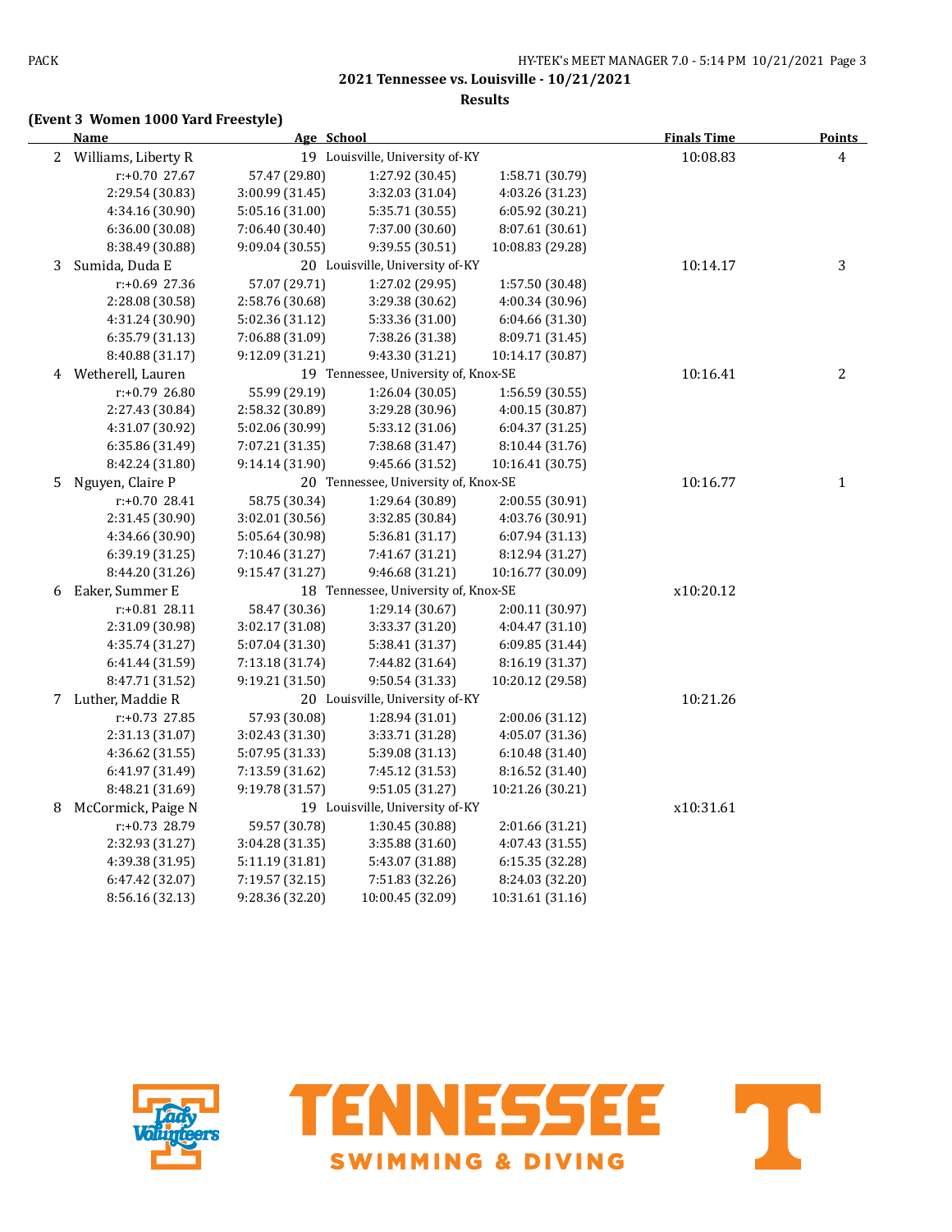**2021 Tennessee vs. Louisville - 10/21/2021**

**Results**

### (Event 3 Women 1000 Yard Freestyle)

| | Name | Age | School | | Finals Time | Points |
|---|---|---|---|---|---|---|
| 2 | Williams, Liberty R | 19 | Louisville, University of-KY | | 10:08.83 | 4 |
| | r:+0.70 27.67 | 57.47 (29.80) | 1:27.92 (30.45) | 1:58.71 (30.79) | | |
| | 2:29.54 (30.83) | 3:00.99 (31.45) | 3:32.03 (31.04) | 4:03.26 (31.23) | | |
| | 4:34.16 (30.90) | 5:05.16 (31.00) | 5:35.71 (30.55) | 6:05.92 (30.21) | | |
| | 6:36.00 (30.08) | 7:06.40 (30.40) | 7:37.00 (30.60) | 8:07.61 (30.61) | | |
| | 8:38.49 (30.88) | 9:09.04 (30.55) | 9:39.55 (30.51) | 10:08.83 (29.28) | | |
| 3 | Sumida, Duda E | 20 | Louisville, University of-KY | | 10:14.17 | 3 |
| | r:+0.69 27.36 | 57.07 (29.71) | 1:27.02 (29.95) | 1:57.50 (30.48) | | |
| | 2:28.08 (30.58) | 2:58.76 (30.68) | 3:29.38 (30.62) | 4:00.34 (30.96) | | |
| | 4:31.24 (30.90) | 5:02.36 (31.12) | 5:33.36 (31.00) | 6:04.66 (31.30) | | |
| | 6:35.79 (31.13) | 7:06.88 (31.09) | 7:38.26 (31.38) | 8:09.71 (31.45) | | |
| | 8:40.88 (31.17) | 9:12.09 (31.21) | 9:43.30 (31.21) | 10:14.17 (30.87) | | |
| 4 | Wetherell, Lauren | 19 | Tennessee, University of, Knox-SE | | 10:16.41 | 2 |
| | r:+0.79 26.80 | 55.99 (29.19) | 1:26.04 (30.05) | 1:56.59 (30.55) | | |
| | 2:27.43 (30.84) | 2:58.32 (30.89) | 3:29.28 (30.96) | 4:00.15 (30.87) | | |
| | 4:31.07 (30.92) | 5:02.06 (30.99) | 5:33.12 (31.06) | 6:04.37 (31.25) | | |
| | 6:35.86 (31.49) | 7:07.21 (31.35) | 7:38.68 (31.47) | 8:10.44 (31.76) | | |
| | 8:42.24 (31.80) | 9:14.14 (31.90) | 9:45.66 (31.52) | 10:16.41 (30.75) | | |
| 5 | Nguyen, Claire P | 20 | Tennessee, University of, Knox-SE | | 10:16.77 | 1 |
| | r:+0.70 28.41 | 58.75 (30.34) | 1:29.64 (30.89) | 2:00.55 (30.91) | | |
| | 2:31.45 (30.90) | 3:02.01 (30.56) | 3:32.85 (30.84) | 4:03.76 (30.91) | | |
| | 4:34.66 (30.90) | 5:05.64 (30.98) | 5:36.81 (31.17) | 6:07.94 (31.13) | | |
| | 6:39.19 (31.25) | 7:10.46 (31.27) | 7:41.67 (31.21) | 8:12.94 (31.27) | | |
| | 8:44.20 (31.26) | 9:15.47 (31.27) | 9:46.68 (31.21) | 10:16.77 (30.09) | | |
| 6 | Eaker, Summer E | 18 | Tennessee, University of, Knox-SE | | x10:20.12 | |
| | r:+0.81 28.11 | 58.47 (30.36) | 1:29.14 (30.67) | 2:00.11 (30.97) | | |
| | 2:31.09 (30.98) | 3:02.17 (31.08) | 3:33.37 (31.20) | 4:04.47 (31.10) | | |
| | 4:35.74 (31.27) | 5:07.04 (31.30) | 5:38.41 (31.37) | 6:09.85 (31.44) | | |
| | 6:41.44 (31.59) | 7:13.18 (31.74) | 7:44.82 (31.64) | 8:16.19 (31.37) | | |
| | 8:47.71 (31.52) | 9:19.21 (31.50) | 9:50.54 (31.33) | 10:20.12 (29.58) | | |
| 7 | Luther, Maddie R | 20 | Louisville, University of-KY | | 10:21.26 | |
| | r:+0.73 27.85 | 57.93 (30.08) | 1:28.94 (31.01) | 2:00.06 (31.12) | | |
| | 2:31.13 (31.07) | 3:02.43 (31.30) | 3:33.71 (31.28) | 4:05.07 (31.36) | | |
| | 4:36.62 (31.55) | 5:07.95 (31.33) | 5:39.08 (31.13) | 6:10.48 (31.40) | | |
| | 6:41.97 (31.49) | 7:13.59 (31.62) | 7:45.12 (31.53) | 8:16.52 (31.40) | | |
| | 8:48.21 (31.69) | 9:19.78 (31.57) | 9:51.05 (31.27) | 10:21.26 (30.21) | | |
| 8 | McCormick, Paige N | 19 | Louisville, University of-KY | | x10:31.61 | |
| | r:+0.73 28.79 | 59.57 (30.78) | 1:30.45 (30.88) | 2:01.66 (31.21) | | |
| | 2:32.93 (31.27) | 3:04.28 (31.35) | 3:35.88 (31.60) | 4:07.43 (31.55) | | |
| | 4:39.38 (31.95) | 5:11.19 (31.81) | 5:43.07 (31.88) | 6:15.35 (32.28) | | |
| | 6:47.42 (32.07) | 7:19.57 (32.15) | 7:51.83 (32.26) | 8:24.03 (32.20) | | |
| | 8:56.16 (32.13) | 9:28.36 (32.20) | 10:00.45 (32.09) | 10:31.61 (31.16) | | |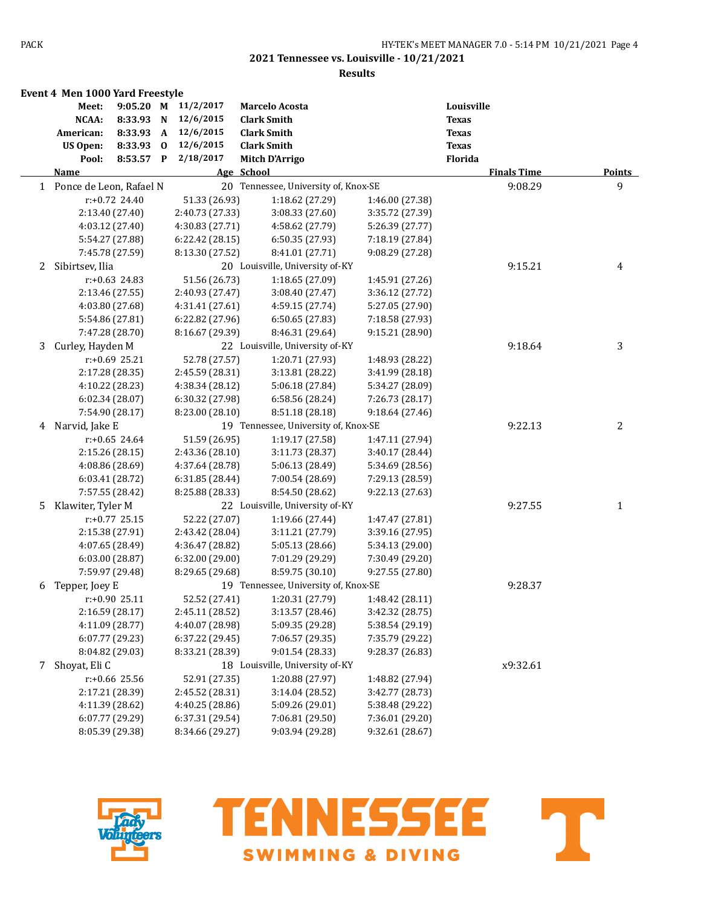# 2021 Tennessee vs. Louisville - 10/21/2021

## Results

### Event 4 Men 1000 Yard Freestyle

| | Time | | Date | Name | School |
|---|---|---|---|---|---|
| Meet: | 9:05.20 | M | 11/2/2017 | Marcelo Acosta | Louisville |
| NCAA: | 8:33.93 | N | 12/6/2015 | Clark Smith | Texas |
| American: | 8:33.93 | A | 12/6/2015 | Clark Smith | Texas |
| US Open: | 8:33.93 | O | 12/6/2015 | Clark Smith | Texas |
| Pool: | 8:53.57 | P | 2/18/2017 | Mitch D'Arrigo | Florida |

| | Name | Age | School | Finals Time | Points |
|---|---|---|---|---|---|
| 1 | Ponce de Leon, Rafael N | 20 | Tennessee, University of, Knox-SE | 9:08.29 | 9 |
| | r:+0.72 24.40 | 51.33 (26.93) | 1:18.62 (27.29) | 1:46.00 (27.38) | |
| | 2:13.40 (27.40) | 2:40.73 (27.33) | 3:08.33 (27.60) | 3:35.72 (27.39) | |
| | 4:03.12 (27.40) | 4:30.83 (27.71) | 4:58.62 (27.79) | 5:26.39 (27.77) | |
| | 5:54.27 (27.88) | 6:22.42 (28.15) | 6:50.35 (27.93) | 7:18.19 (27.84) | |
| | 7:45.78 (27.59) | 8:13.30 (27.52) | 8:41.01 (27.71) | 9:08.29 (27.28) | |
| 2 | Sibirtsev, Ilia | 20 | Louisville, University of-KY | 9:15.21 | 4 |
| | r:+0.63 24.83 | 51.56 (26.73) | 1:18.65 (27.09) | 1:45.91 (27.26) | |
| | 2:13.46 (27.55) | 2:40.93 (27.47) | 3:08.40 (27.47) | 3:36.12 (27.72) | |
| | 4:03.80 (27.68) | 4:31.41 (27.61) | 4:59.15 (27.74) | 5:27.05 (27.90) | |
| | 5:54.86 (27.81) | 6:22.82 (27.96) | 6:50.65 (27.83) | 7:18.58 (27.93) | |
| | 7:47.28 (28.70) | 8:16.67 (29.39) | 8:46.31 (29.64) | 9:15.21 (28.90) | |
| 3 | Curley, Hayden M | 22 | Louisville, University of-KY | 9:18.64 | 3 |
| | r:+0.69 25.21 | 52.78 (27.57) | 1:20.71 (27.93) | 1:48.93 (28.22) | |
| | 2:17.28 (28.35) | 2:45.59 (28.31) | 3:13.81 (28.22) | 3:41.99 (28.18) | |
| | 4:10.22 (28.23) | 4:38.34 (28.12) | 5:06.18 (27.84) | 5:34.27 (28.09) | |
| | 6:02.34 (28.07) | 6:30.32 (27.98) | 6:58.56 (28.24) | 7:26.73 (28.17) | |
| | 7:54.90 (28.17) | 8:23.00 (28.10) | 8:51.18 (28.18) | 9:18.64 (27.46) | |
| 4 | Narvid, Jake E | 19 | Tennessee, University of, Knox-SE | 9:22.13 | 2 |
| | r:+0.65 24.64 | 51.59 (26.95) | 1:19.17 (27.58) | 1:47.11 (27.94) | |
| | 2:15.26 (28.15) | 2:43.36 (28.10) | 3:11.73 (28.37) | 3:40.17 (28.44) | |
| | 4:08.86 (28.69) | 4:37.64 (28.78) | 5:06.13 (28.49) | 5:34.69 (28.56) | |
| | 6:03.41 (28.72) | 6:31.85 (28.44) | 7:00.54 (28.69) | 7:29.13 (28.59) | |
| | 7:57.55 (28.42) | 8:25.88 (28.33) | 8:54.50 (28.62) | 9:22.13 (27.63) | |
| 5 | Klawiter, Tyler M | 22 | Louisville, University of-KY | 9:27.55 | 1 |
| | r:+0.77 25.15 | 52.22 (27.07) | 1:19.66 (27.44) | 1:47.47 (27.81) | |
| | 2:15.38 (27.91) | 2:43.42 (28.04) | 3:11.21 (27.79) | 3:39.16 (27.95) | |
| | 4:07.65 (28.49) | 4:36.47 (28.82) | 5:05.13 (28.66) | 5:34.13 (29.00) | |
| | 6:03.00 (28.87) | 6:32.00 (29.00) | 7:01.29 (29.29) | 7:30.49 (29.20) | |
| | 7:59.97 (29.48) | 8:29.65 (29.68) | 8:59.75 (30.10) | 9:27.55 (27.80) | |
| 6 | Tepper, Joey E | 19 | Tennessee, University of, Knox-SE | 9:28.37 | |
| | r:+0.90 25.11 | 52.52 (27.41) | 1:20.31 (27.79) | 1:48.42 (28.11) | |
| | 2:16.59 (28.17) | 2:45.11 (28.52) | 3:13.57 (28.46) | 3:42.32 (28.75) | |
| | 4:11.09 (28.77) | 4:40.07 (28.98) | 5:09.35 (29.28) | 5:38.54 (29.19) | |
| | 6:07.77 (29.23) | 6:37.22 (29.45) | 7:06.57 (29.35) | 7:35.79 (29.22) | |
| | 8:04.82 (29.03) | 8:33.21 (28.39) | 9:01.54 (28.33) | 9:28.37 (26.83) | |
| 7 | Shoyat, Eli C | 18 | Louisville, University of-KY | x9:32.61 | |
| | r:+0.66 25.56 | 52.91 (27.35) | 1:20.88 (27.97) | 1:48.82 (27.94) | |
| | 2:17.21 (28.39) | 2:45.52 (28.31) | 3:14.04 (28.52) | 3:42.77 (28.73) | |
| | 4:11.39 (28.62) | 4:40.25 (28.86) | 5:09.26 (29.01) | 5:38.48 (29.22) | |
| | 6:07.77 (29.29) | 6:37.31 (29.54) | 7:06.81 (29.50) | 7:36.01 (29.20) | |
| | 8:05.39 (29.38) | 8:34.66 (29.27) | 9:03.94 (29.28) | 9:32.61 (28.67) | |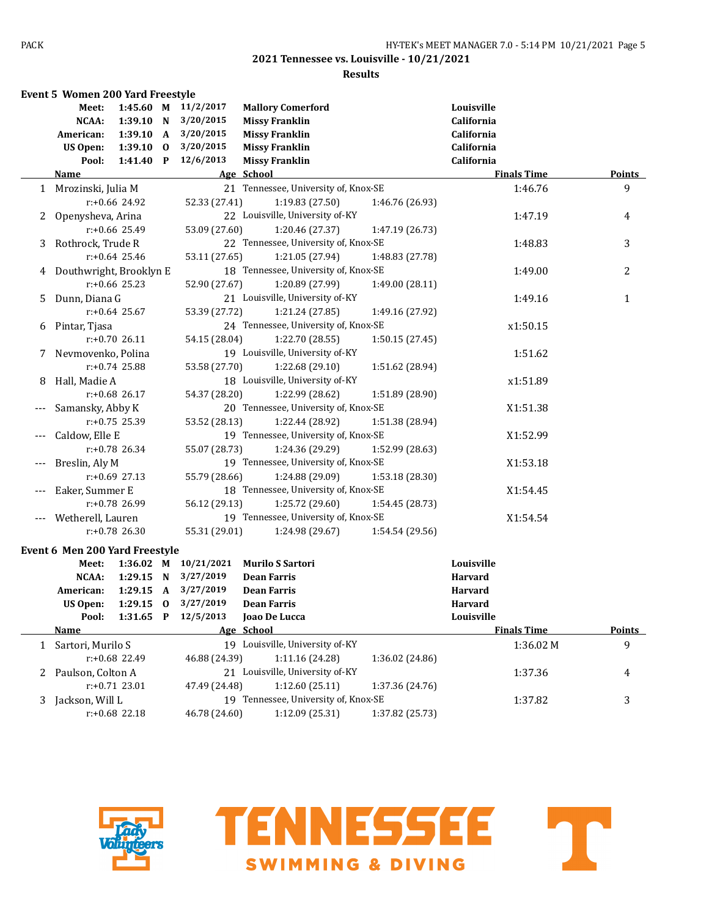## 2021 Tennessee vs. Louisville - 10/21/2021

### Results

#### Event 5 Women 200 Yard Freestyle

| Record | Time | | Date | Name | School |
|---|---|---|---|---|---|
| Meet: | 1:45.60 | M | 11/2/2017 | Mallory Comerford | Louisville |
| NCAA: | 1:39.10 | N | 3/20/2015 | Missy Franklin | California |
| American: | 1:39.10 | A | 3/20/2015 | Missy Franklin | California |
| US Open: | 1:39.10 | O | 3/20/2015 | Missy Franklin | California |
| Pool: | 1:41.40 | P | 12/6/2013 | Missy Franklin | California |

| | Name | Age | School | Finals Time | Points |
|---|---|---|---|---|---|
| 1 | Mrozinski, Julia M | 21 | Tennessee, University of, Knox-SE | 1:46.76 | 9 |
| | r:+0.66 24.92 | 52.33 (27.41) | 1:19.83 (27.50) | 1:46.76 (26.93) | |
| 2 | Openysheva, Arina | 22 | Louisville, University of-KY | 1:47.19 | 4 |
| | r:+0.66 25.49 | 53.09 (27.60) | 1:20.46 (27.37) | 1:47.19 (26.73) | |
| 3 | Rothrock, Trude R | 22 | Tennessee, University of, Knox-SE | 1:48.83 | 3 |
| | r:+0.64 25.46 | 53.11 (27.65) | 1:21.05 (27.94) | 1:48.83 (27.78) | |
| 4 | Douthwright, Brooklyn E | 18 | Tennessee, University of, Knox-SE | 1:49.00 | 2 |
| | r:+0.66 25.23 | 52.90 (27.67) | 1:20.89 (27.99) | 1:49.00 (28.11) | |
| 5 | Dunn, Diana G | 21 | Louisville, University of-KY | 1:49.16 | 1 |
| | r:+0.64 25.67 | 53.39 (27.72) | 1:21.24 (27.85) | 1:49.16 (27.92) | |
| 6 | Pintar, Tjasa | 24 | Tennessee, University of, Knox-SE | x1:50.15 | |
| | r:+0.70 26.11 | 54.15 (28.04) | 1:22.70 (28.55) | 1:50.15 (27.45) | |
| 7 | Nevmovenko, Polina | 19 | Louisville, University of-KY | 1:51.62 | |
| | r:+0.74 25.88 | 53.58 (27.70) | 1:22.68 (29.10) | 1:51.62 (28.94) | |
| 8 | Hall, Madie A | 18 | Louisville, University of-KY | x1:51.89 | |
| | r:+0.68 26.17 | 54.37 (28.20) | 1:22.99 (28.62) | 1:51.89 (28.90) | |
| --- | Samansky, Abby K | 20 | Tennessee, University of, Knox-SE | X1:51.38 | |
| | r:+0.75 25.39 | 53.52 (28.13) | 1:22.44 (28.92) | 1:51.38 (28.94) | |
| --- | Caldow, Elle E | 19 | Tennessee, University of, Knox-SE | X1:52.99 | |
| | r:+0.78 26.34 | 55.07 (28.73) | 1:24.36 (29.29) | 1:52.99 (28.63) | |
| --- | Breslin, Aly M | 19 | Tennessee, University of, Knox-SE | X1:53.18 | |
| | r:+0.69 27.13 | 55.79 (28.66) | 1:24.88 (29.09) | 1:53.18 (28.30) | |
| --- | Eaker, Summer E | 18 | Tennessee, University of, Knox-SE | X1:54.45 | |
| | r:+0.78 26.99 | 56.12 (29.13) | 1:25.72 (29.60) | 1:54.45 (28.73) | |
| --- | Wetherell, Lauren | 19 | Tennessee, University of, Knox-SE | X1:54.54 | |
| | r:+0.78 26.30 | 55.31 (29.01) | 1:24.98 (29.67) | 1:54.54 (29.56) | |

#### Event 6 Men 200 Yard Freestyle

| Record | Time | | Date | Name | School |
|---|---|---|---|---|---|
| Meet: | 1:36.02 | M | 10/21/2021 | Murilo S Sartori | Louisville |
| NCAA: | 1:29.15 | N | 3/27/2019 | Dean Farris | Harvard |
| American: | 1:29.15 | A | 3/27/2019 | Dean Farris | Harvard |
| US Open: | 1:29.15 | O | 3/27/2019 | Dean Farris | Harvard |
| Pool: | 1:31.65 | P | 12/5/2013 | Joao De Lucca | Louisville |

| | Name | Age | School | Finals Time | Points |
|---|---|---|---|---|---|
| 1 | Sartori, Murilo S | 19 | Louisville, University of-KY | 1:36.02 M | 9 |
| | r:+0.68 22.49 | 46.88 (24.39) | 1:11.16 (24.28) | 1:36.02 (24.86) | |
| 2 | Paulson, Colton A | 21 | Louisville, University of-KY | 1:37.36 | 4 |
| | r:+0.71 23.01 | 47.49 (24.48) | 1:12.60 (25.11) | 1:37.36 (24.76) | |
| 3 | Jackson, Will L | 19 | Tennessee, University of, Knox-SE | 1:37.82 | 3 |
| | r:+0.68 22.18 | 46.78 (24.60) | 1:12.09 (25.31) | 1:37.82 (25.73) | |

TENNESSEE SWIMMING & DIVING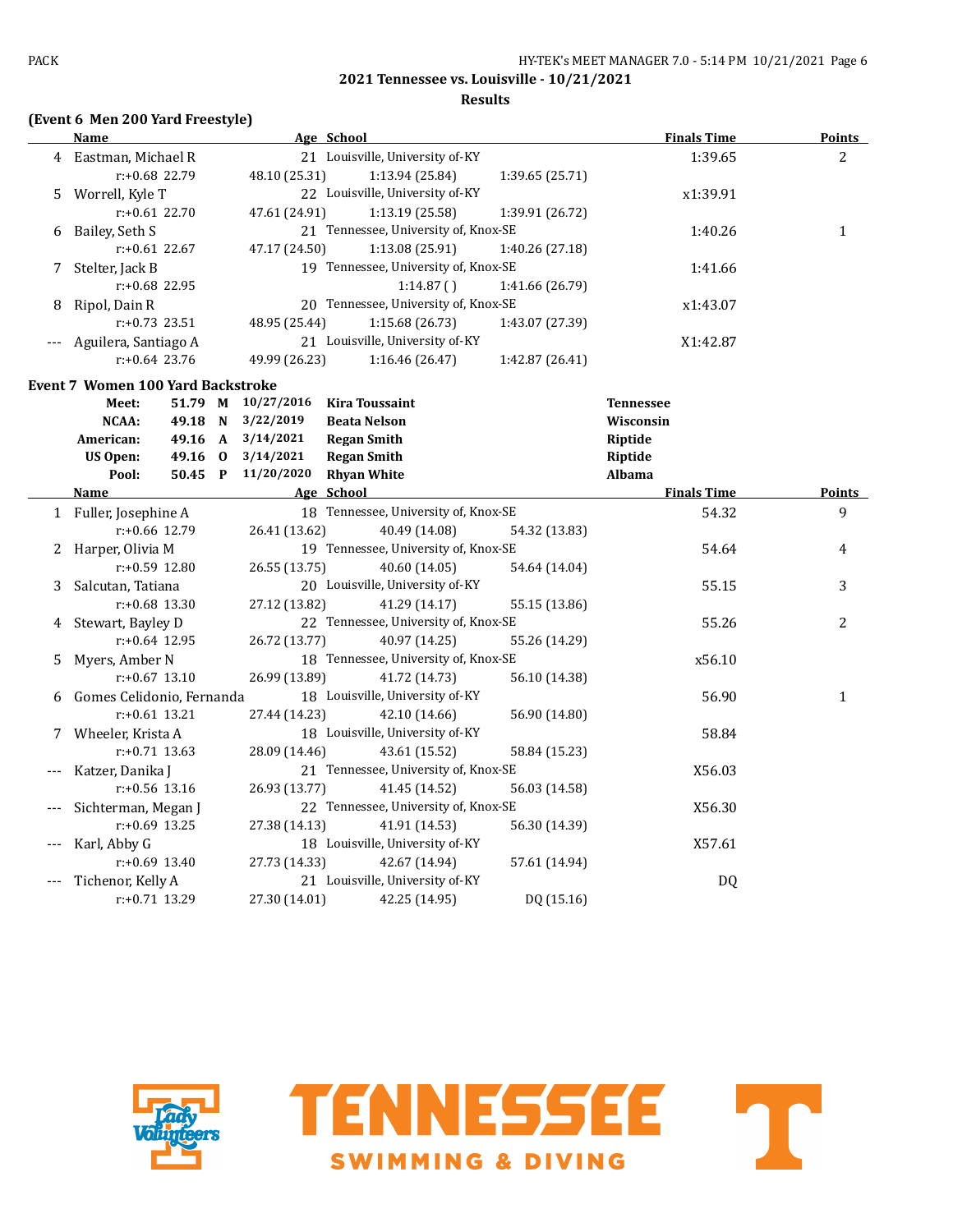## 2021 Tennessee vs. Louisville - 10/21/2021

### Results

**(Event 6 Men 200 Yard Freestyle)**

| | Name | Age | School | Finals Time | Points |
|---|---|---|---|---|---|
| 4 | Eastman, Michael R | 21 | Louisville, University of-KY | 1:39.65 | 2 |
| | r:+0.68 22.79 | 48.10 (25.31) | 1:13.94 (25.84) | 1:39.65 (25.71) | |
| 5 | Worrell, Kyle T | 22 | Louisville, University of-KY | x1:39.91 | |
| | r:+0.61 22.70 | 47.61 (24.91) | 1:13.19 (25.58) | 1:39.91 (26.72) | |
| 6 | Bailey, Seth S | 21 | Tennessee, University of, Knox-SE | 1:40.26 | 1 |
| | r:+0.61 22.67 | 47.17 (24.50) | 1:13.08 (25.91) | 1:40.26 (27.18) | |
| 7 | Stelter, Jack B | 19 | Tennessee, University of, Knox-SE | 1:41.66 | |
| | r:+0.68 22.95 | | 1:14.87 ( ) | 1:41.66 (26.79) | |
| 8 | Ripol, Dain R | 20 | Tennessee, University of, Knox-SE | x1:43.07 | |
| | r:+0.73 23.51 | 48.95 (25.44) | 1:15.68 (26.73) | 1:43.07 (27.39) | |
| --- | Aguilera, Santiago A | 21 | Louisville, University of-KY | X1:42.87 | |
| | r:+0.64 23.76 | 49.99 (26.23) | 1:16.46 (26.47) | 1:42.87 (26.41) | |

**Event 7 Women 100 Yard Backstroke**

| | | | | | |
|---|---|---|---|---|---|
| Meet: | 51.79 | M | 10/27/2016 | Kira Toussaint | Tennessee |
| NCAA: | 49.18 | N | 3/22/2019 | Beata Nelson | Wisconsin |
| American: | 49.16 | A | 3/14/2021 | Regan Smith | Riptide |
| US Open: | 49.16 | O | 3/14/2021 | Regan Smith | Riptide |
| Pool: | 50.45 | P | 11/20/2020 | Rhyan White | Albama |

| | Name | Age | School | Finals Time | Points |
|---|---|---|---|---|---|
| 1 | Fuller, Josephine A | 18 | Tennessee, University of, Knox-SE | 54.32 | 9 |
| | r:+0.66 12.79 | 26.41 (13.62) | 40.49 (14.08) | 54.32 (13.83) | |
| 2 | Harper, Olivia M | 19 | Tennessee, University of, Knox-SE | 54.64 | 4 |
| | r:+0.59 12.80 | 26.55 (13.75) | 40.60 (14.05) | 54.64 (14.04) | |
| 3 | Salcutan, Tatiana | 20 | Louisville, University of-KY | 55.15 | 3 |
| | r:+0.68 13.30 | 27.12 (13.82) | 41.29 (14.17) | 55.15 (13.86) | |
| 4 | Stewart, Bayley D | 22 | Tennessee, University of, Knox-SE | 55.26 | 2 |
| | r:+0.64 12.95 | 26.72 (13.77) | 40.97 (14.25) | 55.26 (14.29) | |
| 5 | Myers, Amber N | 18 | Tennessee, University of, Knox-SE | x56.10 | |
| | r:+0.67 13.10 | 26.99 (13.89) | 41.72 (14.73) | 56.10 (14.38) | |
| 6 | Gomes Celidonio, Fernanda | 18 | Louisville, University of-KY | 56.90 | 1 |
| | r:+0.61 13.21 | 27.44 (14.23) | 42.10 (14.66) | 56.90 (14.80) | |
| 7 | Wheeler, Krista A | 18 | Louisville, University of-KY | 58.84 | |
| | r:+0.71 13.63 | 28.09 (14.46) | 43.61 (15.52) | 58.84 (15.23) | |
| --- | Katzer, Danika J | 21 | Tennessee, University of, Knox-SE | X56.03 | |
| | r:+0.56 13.16 | 26.93 (13.77) | 41.45 (14.52) | 56.03 (14.58) | |
| --- | Sichterman, Megan J | 22 | Tennessee, University of, Knox-SE | X56.30 | |
| | r:+0.69 13.25 | 27.38 (14.13) | 41.91 (14.53) | 56.30 (14.39) | |
| --- | Karl, Abby G | 18 | Louisville, University of-KY | X57.61 | |
| | r:+0.69 13.40 | 27.73 (14.33) | 42.67 (14.94) | 57.61 (14.94) | |
| --- | Tichenor, Kelly A | 21 | Louisville, University of-KY | DQ | |
| | r:+0.71 13.29 | 27.30 (14.01) | 42.25 (14.95) | DQ (15.16) | |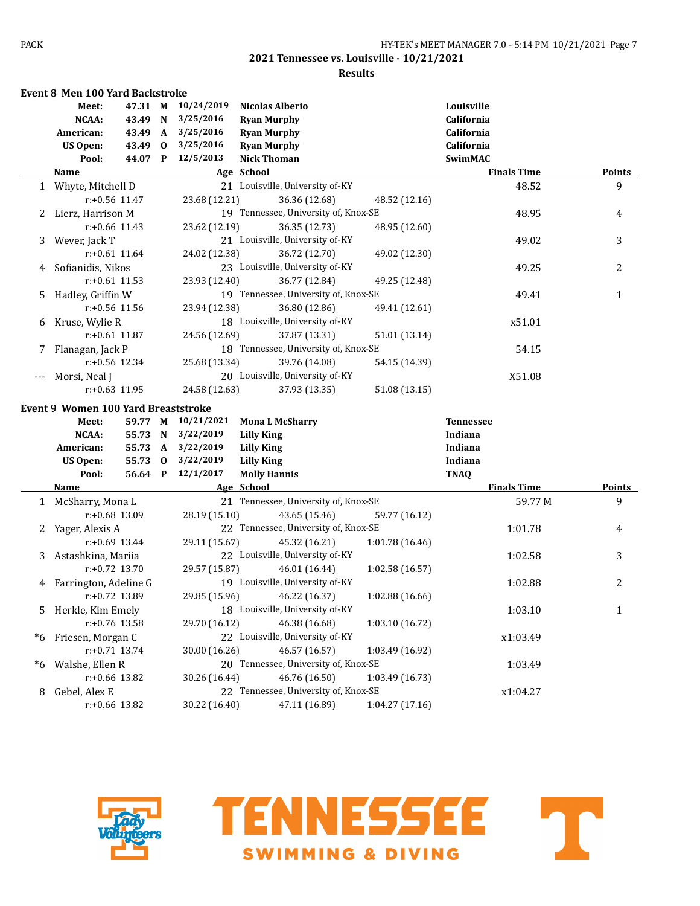## 2021 Tennessee vs. Louisville - 10/21/2021

### Results

### Event 8 Men 100 Yard Backstroke

| Record | Time | | Date | Name | School |
|---|---|---|---|---|---|
| Meet: | 47.31 | M | 10/24/2019 | Nicolas Alberio | Louisville |
| NCAA: | 43.49 | N | 3/25/2016 | Ryan Murphy | California |
| American: | 43.49 | A | 3/25/2016 | Ryan Murphy | California |
| US Open: | 43.49 | O | 3/25/2016 | Ryan Murphy | California |
| Pool: | 44.07 | P | 12/5/2013 | Nick Thoman | SwimMAC |

| | Name | Age | School | Finals Time | Points |
|---|---|---|---|---|---|
| 1 | Whyte, Mitchell D | 21 | Louisville, University of-KY | 48.52 | 9 |
| | r:+0.56 11.47 | 23.68 (12.21) | 36.36 (12.68) | 48.52 (12.16) | |
| 2 | Lierz, Harrison M | 19 | Tennessee, University of, Knox-SE | 48.95 | 4 |
| | r:+0.66 11.43 | 23.62 (12.19) | 36.35 (12.73) | 48.95 (12.60) | |
| 3 | Wever, Jack T | 21 | Louisville, University of-KY | 49.02 | 3 |
| | r:+0.61 11.64 | 24.02 (12.38) | 36.72 (12.70) | 49.02 (12.30) | |
| 4 | Sofianidis, Nikos | 23 | Louisville, University of-KY | 49.25 | 2 |
| | r:+0.61 11.53 | 23.93 (12.40) | 36.77 (12.84) | 49.25 (12.48) | |
| 5 | Hadley, Griffin W | 19 | Tennessee, University of, Knox-SE | 49.41 | 1 |
| | r:+0.56 11.56 | 23.94 (12.38) | 36.80 (12.86) | 49.41 (12.61) | |
| 6 | Kruse, Wylie R | 18 | Louisville, University of-KY | x51.01 | |
| | r:+0.61 11.87 | 24.56 (12.69) | 37.87 (13.31) | 51.01 (13.14) | |
| 7 | Flanagan, Jack P | 18 | Tennessee, University of, Knox-SE | 54.15 | |
| | r:+0.56 12.34 | 25.68 (13.34) | 39.76 (14.08) | 54.15 (14.39) | |
| --- | Morsi, Neal J | 20 | Louisville, University of-KY | X51.08 | |
| | r:+0.63 11.95 | 24.58 (12.63) | 37.93 (13.35) | 51.08 (13.15) | |

### Event 9 Women 100 Yard Breaststroke

| Record | Time | | Date | Name | School |
|---|---|---|---|---|---|
| Meet: | 59.77 | M | 10/21/2021 | Mona L McSharry | Tennessee |
| NCAA: | 55.73 | N | 3/22/2019 | Lilly King | Indiana |
| American: | 55.73 | A | 3/22/2019 | Lilly King | Indiana |
| US Open: | 55.73 | O | 3/22/2019 | Lilly King | Indiana |
| Pool: | 56.64 | P | 12/1/2017 | Molly Hannis | TNAQ |

| | Name | Age | School | Finals Time | Points |
|---|---|---|---|---|---|
| 1 | McSharry, Mona L | 21 | Tennessee, University of, Knox-SE | 59.77 M | 9 |
| | r:+0.68 13.09 | 28.19 (15.10) | 43.65 (15.46) | 59.77 (16.12) | |
| 2 | Yager, Alexis A | 22 | Tennessee, University of, Knox-SE | 1:01.78 | 4 |
| | r:+0.69 13.44 | 29.11 (15.67) | 45.32 (16.21) | 1:01.78 (16.46) | |
| 3 | Astashkina, Mariia | 22 | Louisville, University of-KY | 1:02.58 | 3 |
| | r:+0.72 13.70 | 29.57 (15.87) | 46.01 (16.44) | 1:02.58 (16.57) | |
| 4 | Farrington, Adeline G | 19 | Louisville, University of-KY | 1:02.88 | 2 |
| | r:+0.72 13.89 | 29.85 (15.96) | 46.22 (16.37) | 1:02.88 (16.66) | |
| 5 | Herkle, Kim Emely | 18 | Louisville, University of-KY | 1:03.10 | 1 |
| | r:+0.76 13.58 | 29.70 (16.12) | 46.38 (16.68) | 1:03.10 (16.72) | |
| *6 | Friesen, Morgan C | 22 | Louisville, University of-KY | x1:03.49 | |
| | r:+0.71 13.74 | 30.00 (16.26) | 46.57 (16.57) | 1:03.49 (16.92) | |
| *6 | Walshe, Ellen R | 20 | Tennessee, University of, Knox-SE | 1:03.49 | |
| | r:+0.66 13.82 | 30.26 (16.44) | 46.76 (16.50) | 1:03.49 (16.73) | |
| 8 | Gebel, Alex E | 22 | Tennessee, University of, Knox-SE | x1:04.27 | |
| | r:+0.66 13.82 | 30.22 (16.40) | 47.11 (16.89) | 1:04.27 (17.16) | |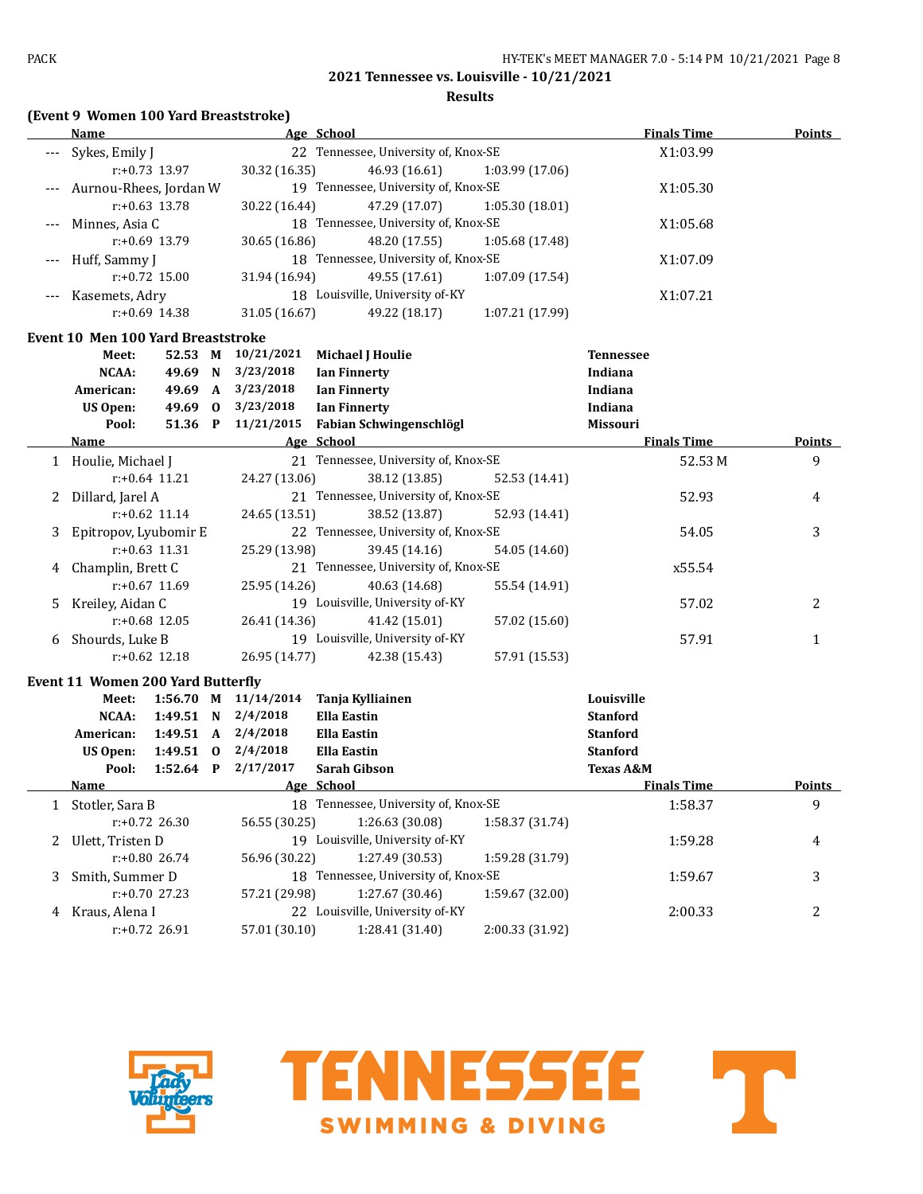## 2021 Tennessee vs. Louisville - 10/21/2021

### Results

**(Event 9 Women 100 Yard Breaststroke)**

| | Name | Age | School | Finals Time | Points |
|---|---|---|---|---|---|
| --- | Sykes, Emily J | 22 | Tennessee, University of, Knox-SE | X1:03.99 | |
| | r:+0.73 13.97 | 30.32 (16.35) | 46.93 (16.61) 1:03.99 (17.06) | | |
| --- | Aurnou-Rhees, Jordan W | 19 | Tennessee, University of, Knox-SE | X1:05.30 | |
| | r:+0.63 13.78 | 30.22 (16.44) | 47.29 (17.07) 1:05.30 (18.01) | | |
| --- | Minnes, Asia C | 18 | Tennessee, University of, Knox-SE | X1:05.68 | |
| | r:+0.69 13.79 | 30.65 (16.86) | 48.20 (17.55) 1:05.68 (17.48) | | |
| --- | Huff, Sammy J | 18 | Tennessee, University of, Knox-SE | X1:07.09 | |
| | r:+0.72 15.00 | 31.94 (16.94) | 49.55 (17.61) 1:07.09 (17.54) | | |
| --- | Kasemets, Adry | 18 | Louisville, University of-KY | X1:07.21 | |
| | r:+0.69 14.38 | 31.05 (16.67) | 49.22 (18.17) 1:07.21 (17.99) | | |

**Event 10 Men 100 Yard Breaststroke**

| | | | | | |
|---|---|---|---|---|---|
| Meet: | 52.53 | M | 10/21/2021 | Michael J Houlie | Tennessee |
| NCAA: | 49.69 | N | 3/23/2018 | Ian Finnerty | Indiana |
| American: | 49.69 | A | 3/23/2018 | Ian Finnerty | Indiana |
| US Open: | 49.69 | O | 3/23/2018 | Ian Finnerty | Indiana |
| Pool: | 51.36 | P | 11/21/2015 | Fabian Schwingenschlögl | Missouri |

| | Name | Age | School | Finals Time | Points |
|---|---|---|---|---|---|
| 1 | Houlie, Michael J | 21 | Tennessee, University of, Knox-SE | 52.53 M | 9 |
| | r:+0.64 11.21 | 24.27 (13.06) | 38.12 (13.85) 52.53 (14.41) | | |
| 2 | Dillard, Jarel A | 21 | Tennessee, University of, Knox-SE | 52.93 | 4 |
| | r:+0.62 11.14 | 24.65 (13.51) | 38.52 (13.87) 52.93 (14.41) | | |
| 3 | Epitropov, Lyubomir E | 22 | Tennessee, University of, Knox-SE | 54.05 | 3 |
| | r:+0.63 11.31 | 25.29 (13.98) | 39.45 (14.16) 54.05 (14.60) | | |
| 4 | Champlin, Brett C | 21 | Tennessee, University of, Knox-SE | x55.54 | |
| | r:+0.67 11.69 | 25.95 (14.26) | 40.63 (14.68) 55.54 (14.91) | | |
| 5 | Kreiley, Aidan C | 19 | Louisville, University of-KY | 57.02 | 2 |
| | r:+0.68 12.05 | 26.41 (14.36) | 41.42 (15.01) 57.02 (15.60) | | |
| 6 | Shourds, Luke B | 19 | Louisville, University of-KY | 57.91 | 1 |
| | r:+0.62 12.18 | 26.95 (14.77) | 42.38 (15.43) 57.91 (15.53) | | |

**Event 11 Women 200 Yard Butterfly**

| | | | | | |
|---|---|---|---|---|---|
| Meet: | 1:56.70 | M | 11/14/2014 | Tanja Kylliainen | Louisville |
| NCAA: | 1:49.51 | N | 2/4/2018 | Ella Eastin | Stanford |
| American: | 1:49.51 | A | 2/4/2018 | Ella Eastin | Stanford |
| US Open: | 1:49.51 | O | 2/4/2018 | Ella Eastin | Stanford |
| Pool: | 1:52.64 | P | 2/17/2017 | Sarah Gibson | Texas A&M |

| | Name | Age | School | Finals Time | Points |
|---|---|---|---|---|---|
| 1 | Stotler, Sara B | 18 | Tennessee, University of, Knox-SE | 1:58.37 | 9 |
| | r:+0.72 26.30 | 56.55 (30.25) | 1:26.63 (30.08) 1:58.37 (31.74) | | |
| 2 | Ulett, Tristen D | 19 | Louisville, University of-KY | 1:59.28 | 4 |
| | r:+0.80 26.74 | 56.96 (30.22) | 1:27.49 (30.53) 1:59.28 (31.79) | | |
| 3 | Smith, Summer D | 18 | Tennessee, University of, Knox-SE | 1:59.67 | 3 |
| | r:+0.70 27.23 | 57.21 (29.98) | 1:27.67 (30.46) 1:59.67 (32.00) | | |
| 4 | Kraus, Alena I | 22 | Louisville, University of-KY | 2:00.33 | 2 |
| | r:+0.72 26.91 | 57.01 (30.10) | 1:28.41 (31.40) 2:00.33 (31.92) | | |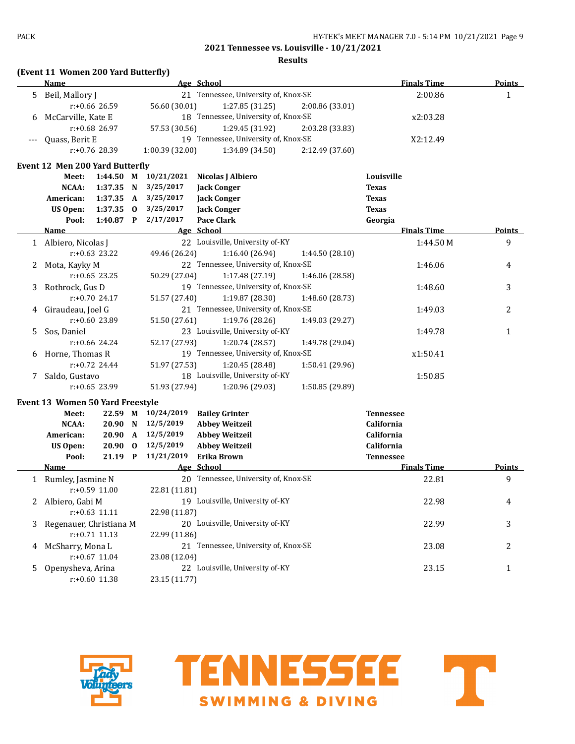## 2021 Tennessee vs. Louisville - 10/21/2021

### Results

**(Event 11 Women 200 Yard Butterfly)**

| | Name | Age | School | | | Finals Time | Points |
|---|---|---|---|---|---|---|---|
| 5 | Beil, Mallory J | 21 | Tennessee, University of, Knox-SE | | | 2:00.86 | 1 |
| | r:+0.66 26.59 | 56.60 (30.01) | 1:27.85 (31.25) | 2:00.86 (33.01) | | | |
| 6 | McCarville, Kate E | 18 | Tennessee, University of, Knox-SE | | | x2:03.28 | |
| | r:+0.68 26.97 | 57.53 (30.56) | 1:29.45 (31.92) | 2:03.28 (33.83) | | | |
| --- | Quass, Berit E | 19 | Tennessee, University of, Knox-SE | | | X2:12.49 | |
| | r:+0.76 28.39 | 1:00.39 (32.00) | 1:34.89 (34.50) | 2:12.49 (37.60) | | | |

**Event 12 Men 200 Yard Butterfly**

| | Time | | Date | Name | School |
|---|---|---|---|---|---|
| Meet: | 1:44.50 | M | 10/21/2021 | Nicolas J Albiero | Louisville |
| NCAA: | 1:37.35 | N | 3/25/2017 | Jack Conger | Texas |
| American: | 1:37.35 | A | 3/25/2017 | Jack Conger | Texas |
| US Open: | 1:37.35 | O | 3/25/2017 | Jack Conger | Texas |
| Pool: | 1:40.87 | P | 2/17/2017 | Pace Clark | Georgia |

| | Name | Age | School | | | Finals Time | Points |
|---|---|---|---|---|---|---|---|
| 1 | Albiero, Nicolas J | 22 | Louisville, University of-KY | | | 1:44.50 M | 9 |
| | r:+0.63 23.22 | 49.46 (26.24) | 1:16.40 (26.94) | 1:44.50 (28.10) | | | |
| 2 | Mota, Kayky M | 22 | Tennessee, University of, Knox-SE | | | 1:46.06 | 4 |
| | r:+0.65 23.25 | 50.29 (27.04) | 1:17.48 (27.19) | 1:46.06 (28.58) | | | |
| 3 | Rothrock, Gus D | 19 | Tennessee, University of, Knox-SE | | | 1:48.60 | 3 |
| | r:+0.70 24.17 | 51.57 (27.40) | 1:19.87 (28.30) | 1:48.60 (28.73) | | | |
| 4 | Giraudeau, Joel G | 21 | Tennessee, University of, Knox-SE | | | 1:49.03 | 2 |
| | r:+0.60 23.89 | 51.50 (27.61) | 1:19.76 (28.26) | 1:49.03 (29.27) | | | |
| 5 | Sos, Daniel | 23 | Louisville, University of-KY | | | 1:49.78 | 1 |
| | r:+0.66 24.24 | 52.17 (27.93) | 1:20.74 (28.57) | 1:49.78 (29.04) | | | |
| 6 | Horne, Thomas R | 19 | Tennessee, University of, Knox-SE | | | x1:50.41 | |
| | r:+0.72 24.44 | 51.97 (27.53) | 1:20.45 (28.48) | 1:50.41 (29.96) | | | |
| 7 | Saldo, Gustavo | 18 | Louisville, University of-KY | | | 1:50.85 | |
| | r:+0.65 23.99 | 51.93 (27.94) | 1:20.96 (29.03) | 1:50.85 (29.89) | | | |

**Event 13 Women 50 Yard Freestyle**

| | Time | | Date | Name | School |
|---|---|---|---|---|---|
| Meet: | 22.59 | M | 10/24/2019 | Bailey Grinter | Tennessee |
| NCAA: | 20.90 | N | 12/5/2019 | Abbey Weitzeil | California |
| American: | 20.90 | A | 12/5/2019 | Abbey Weitzeil | California |
| US Open: | 20.90 | O | 12/5/2019 | Abbey Weitzeil | California |
| Pool: | 21.19 | P | 11/21/2019 | Erika Brown | Tennessee |

| | Name | Age | School | Finals Time | Points |
|---|---|---|---|---|---|
| 1 | Rumley, Jasmine N | 20 | Tennessee, University of, Knox-SE | 22.81 | 9 |
| | r:+0.59 11.00 | 22.81 (11.81) | | | |
| 2 | Albiero, Gabi M | 19 | Louisville, University of-KY | 22.98 | 4 |
| | r:+0.63 11.11 | 22.98 (11.87) | | | |
| 3 | Regenauer, Christiana M | 20 | Louisville, University of-KY | 22.99 | 3 |
| | r:+0.71 11.13 | 22.99 (11.86) | | | |
| 4 | McSharry, Mona L | 21 | Tennessee, University of, Knox-SE | 23.08 | 2 |
| | r:+0.67 11.04 | 23.08 (12.04) | | | |
| 5 | Openysheva, Arina | 22 | Louisville, University of-KY | 23.15 | 1 |
| | r:+0.60 11.38 | 23.15 (11.77) | | | |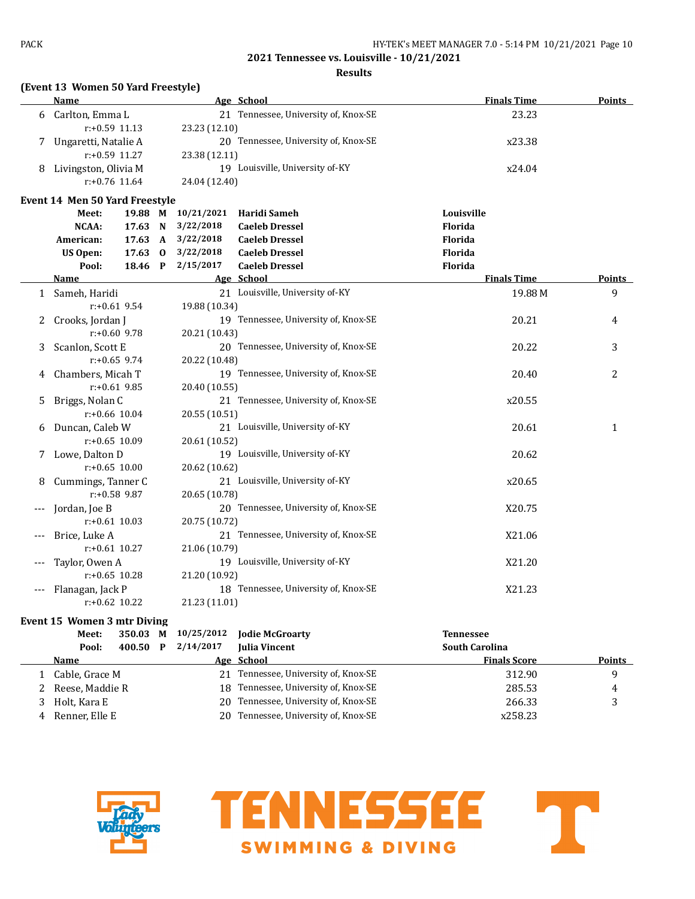## 2021 Tennessee vs. Louisville - 10/21/2021

### Results

**(Event 13 Women 50 Yard Freestyle)**

| | Name | Age | School | Finals Time | Points |
|---|---|---|---|---|---|
| 6 | Carlton, Emma L | 21 | Tennessee, University of, Knox-SE | 23.23 | |
| | r:+0.59 11.13 | 23.23 (12.10) | | | |
| 7 | Ungaretti, Natalie A | 20 | Tennessee, University of, Knox-SE | x23.38 | |
| | r:+0.59 11.27 | 23.38 (12.11) | | | |
| 8 | Livingston, Olivia M | 19 | Louisville, University of-KY | x24.04 | |
| | r:+0.76 11.64 | 24.04 (12.40) | | | |

### Event 14 Men 50 Yard Freestyle

| | | | | | |
|---|---|---|---|---|---|
| **Meet:** | **19.88** | **M** | **10/21/2021** | **Haridi Sameh** | **Louisville** |
| **NCAA:** | **17.63** | **N** | **3/22/2018** | **Caeleb Dressel** | **Florida** |
| **American:** | **17.63** | **A** | **3/22/2018** | **Caeleb Dressel** | **Florida** |
| **US Open:** | **17.63** | **O** | **3/22/2018** | **Caeleb Dressel** | **Florida** |
| **Pool:** | **18.46** | **P** | **2/15/2017** | **Caeleb Dressel** | **Florida** |

| | Name | Age | School | Finals Time | Points |
|---|---|---|---|---|---|
| 1 | Sameh, Haridi | 21 | Louisville, University of-KY | 19.88 M | 9 |
| | r:+0.61 9.54 | 19.88 (10.34) | | | |
| 2 | Crooks, Jordan J | 19 | Tennessee, University of, Knox-SE | 20.21 | 4 |
| | r:+0.60 9.78 | 20.21 (10.43) | | | |
| 3 | Scanlon, Scott E | 20 | Tennessee, University of, Knox-SE | 20.22 | 3 |
| | r:+0.65 9.74 | 20.22 (10.48) | | | |
| 4 | Chambers, Micah T | 19 | Tennessee, University of, Knox-SE | 20.40 | 2 |
| | r:+0.61 9.85 | 20.40 (10.55) | | | |
| 5 | Briggs, Nolan C | 21 | Tennessee, University of, Knox-SE | x20.55 | |
| | r:+0.66 10.04 | 20.55 (10.51) | | | |
| 6 | Duncan, Caleb W | 21 | Louisville, University of-KY | 20.61 | 1 |
| | r:+0.65 10.09 | 20.61 (10.52) | | | |
| 7 | Lowe, Dalton D | 19 | Louisville, University of-KY | 20.62 | |
| | r:+0.65 10.00 | 20.62 (10.62) | | | |
| 8 | Cummings, Tanner C | 21 | Louisville, University of-KY | x20.65 | |
| | r:+0.58 9.87 | 20.65 (10.78) | | | |
| --- | Jordan, Joe B | 20 | Tennessee, University of, Knox-SE | X20.75 | |
| | r:+0.61 10.03 | 20.75 (10.72) | | | |
| --- | Brice, Luke A | 21 | Tennessee, University of, Knox-SE | X21.06 | |
| | r:+0.61 10.27 | 21.06 (10.79) | | | |
| --- | Taylor, Owen A | 19 | Louisville, University of-KY | X21.20 | |
| | r:+0.65 10.28 | 21.20 (10.92) | | | |
| --- | Flanagan, Jack P | 18 | Tennessee, University of, Knox-SE | X21.23 | |
| | r:+0.62 10.22 | 21.23 (11.01) | | | |

### Event 15 Women 3 mtr Diving

| | | | | | |
|---|---|---|---|---|---|
| **Meet:** | **350.03** | **M** | **10/25/2012** | **Jodie McGroarty** | **Tennessee** |
| **Pool:** | **400.50** | **P** | **2/14/2017** | **Julia Vincent** | **South Carolina** |

| | Name | Age | School | Finals Score | Points |
|---|---|---|---|---|---|
| 1 | Cable, Grace M | 21 | Tennessee, University of, Knox-SE | 312.90 | 9 |
| 2 | Reese, Maddie R | 18 | Tennessee, University of, Knox-SE | 285.53 | 4 |
| 3 | Holt, Kara E | 20 | Tennessee, University of, Knox-SE | 266.33 | 3 |
| 4 | Renner, Elle E | 20 | Tennessee, University of, Knox-SE | x258.23 | |

Lady Volunteers TENNESSEE SWIMMING & DIVING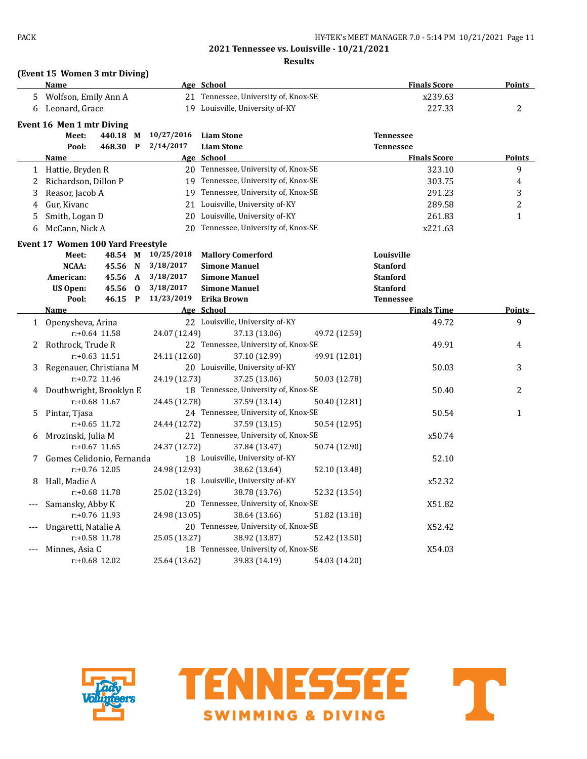**2021 Tennessee vs. Louisville - 10/21/2021**

**Results**

**(Event 15 Women 3 mtr Diving)**

| | Name | Age | School | Finals Score | Points |
|---|---|---|---|---|---|
| 5 | Wolfson, Emily Ann A | 21 | Tennessee, University of, Knox-SE | x239.63 | |
| 6 | Leonard, Grace | 19 | Louisville, University of-KY | 227.33 | 2 |

**Event 16 Men 1 mtr Diving**

| | | | | | |
|---|---|---|---|---|---|
| Meet: | 440.18 | M | 10/27/2016 | Liam Stone | Tennessee |
| Pool: | 468.30 | P | 2/14/2017 | Liam Stone | Tennessee |

| | Name | Age | School | Finals Score | Points |
|---|---|---|---|---|---|
| 1 | Hattie, Bryden R | 20 | Tennessee, University of, Knox-SE | 323.10 | 9 |
| 2 | Richardson, Dillon P | 19 | Tennessee, University of, Knox-SE | 303.75 | 4 |
| 3 | Reasor, Jacob A | 19 | Tennessee, University of, Knox-SE | 291.23 | 3 |
| 4 | Gur, Kivanc | 21 | Louisville, University of-KY | 289.58 | 2 |
| 5 | Smith, Logan D | 20 | Louisville, University of-KY | 261.83 | 1 |
| 6 | McCann, Nick A | 20 | Tennessee, University of, Knox-SE | x221.63 | |

**Event 17 Women 100 Yard Freestyle**

| | | | | | |
|---|---|---|---|---|---|
| Meet: | 48.54 | M | 10/25/2018 | Mallory Comerford | Louisville |
| NCAA: | 45.56 | N | 3/18/2017 | Simone Manuel | Stanford |
| American: | 45.56 | A | 3/18/2017 | Simone Manuel | Stanford |
| US Open: | 45.56 | O | 3/18/2017 | Simone Manuel | Stanford |
| Pool: | 46.15 | P | 11/23/2019 | Erika Brown | Tennessee |

| | Name | Age | School | Finals Time | Points |
|---|---|---|---|---|---|
| 1 | Openysheva, Arina | 22 | Louisville, University of-KY | 49.72 | 9 |
| | r:+0.64 11.58 | 24.07 (12.49) | 37.13 (13.06) | 49.72 (12.59) | |
| 2 | Rothrock, Trude R | 22 | Tennessee, University of, Knox-SE | 49.91 | 4 |
| | r:+0.63 11.51 | 24.11 (12.60) | 37.10 (12.99) | 49.91 (12.81) | |
| 3 | Regenauer, Christiana M | 20 | Louisville, University of-KY | 50.03 | 3 |
| | r:+0.72 11.46 | 24.19 (12.73) | 37.25 (13.06) | 50.03 (12.78) | |
| 4 | Douthwright, Brooklyn E | 18 | Tennessee, University of, Knox-SE | 50.40 | 2 |
| | r:+0.68 11.67 | 24.45 (12.78) | 37.59 (13.14) | 50.40 (12.81) | |
| 5 | Pintar, Tjasa | 24 | Tennessee, University of, Knox-SE | 50.54 | 1 |
| | r:+0.65 11.72 | 24.44 (12.72) | 37.59 (13.15) | 50.54 (12.95) | |
| 6 | Mrozinski, Julia M | 21 | Tennessee, University of, Knox-SE | x50.74 | |
| | r:+0.67 11.65 | 24.37 (12.72) | 37.84 (13.47) | 50.74 (12.90) | |
| 7 | Gomes Celidonio, Fernanda | 18 | Louisville, University of-KY | 52.10 | |
| | r:+0.76 12.05 | 24.98 (12.93) | 38.62 (13.64) | 52.10 (13.48) | |
| 8 | Hall, Madie A | 18 | Louisville, University of-KY | x52.32 | |
| | r:+0.68 11.78 | 25.02 (13.24) | 38.78 (13.76) | 52.32 (13.54) | |
| --- | Samansky, Abby K | 20 | Tennessee, University of, Knox-SE | X51.82 | |
| | r:+0.76 11.93 | 24.98 (13.05) | 38.64 (13.66) | 51.82 (13.18) | |
| --- | Ungaretti, Natalie A | 20 | Tennessee, University of, Knox-SE | X52.42 | |
| | r:+0.58 11.78 | 25.05 (13.27) | 38.92 (13.87) | 52.42 (13.50) | |
| --- | Minnes, Asia C | 18 | Tennessee, University of, Knox-SE | X54.03 | |
| | r:+0.68 12.02 | 25.64 (13.62) | 39.83 (14.19) | 54.03 (14.20) | |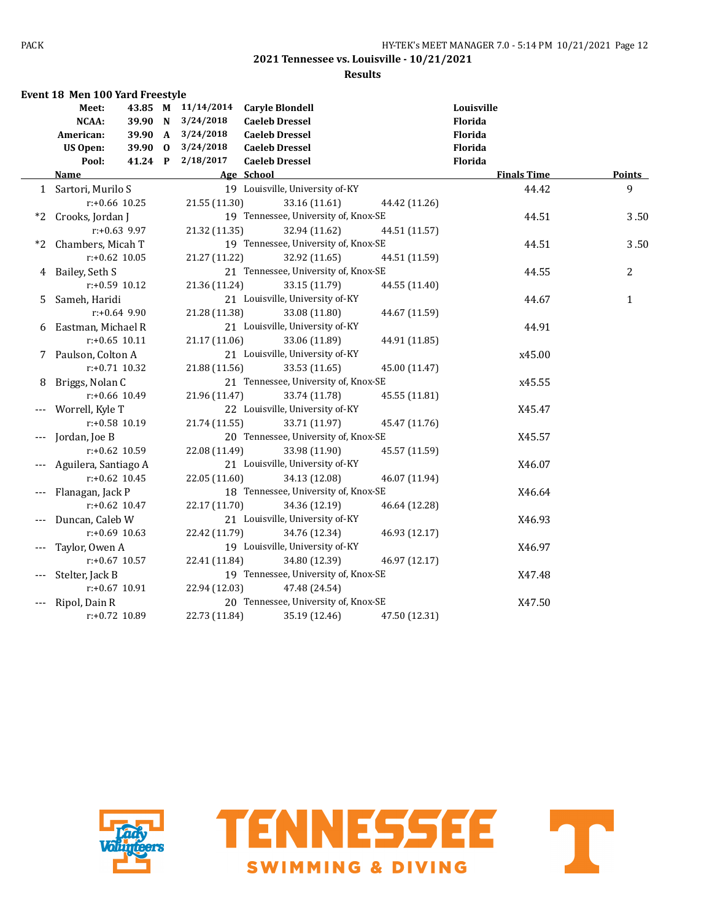## 2021 Tennessee vs. Louisville - 10/21/2021

### Results

**Event 18 Men 100 Yard Freestyle**

| | | | | | |
|---|---|---|---|---|---|
| **Meet:** | **43.85** | **M** | **11/14/2014** | **Caryle Blondell** | **Louisville** |
| **NCAA:** | **39.90** | **N** | **3/24/2018** | **Caeleb Dressel** | **Florida** |
| **American:** | **39.90** | **A** | **3/24/2018** | **Caeleb Dressel** | **Florida** |
| **US Open:** | **39.90** | **O** | **3/24/2018** | **Caeleb Dressel** | **Florida** |
| **Pool:** | **41.24** | **P** | **2/18/2017** | **Caeleb Dressel** | **Florida** |

| | Name | Age | School | Finals Time | Points |
|---|---|---|---|---|---|
| 1 | Sartori, Murilo S | 19 | Louisville, University of-KY | 44.42 | 9 |
| | r:+0.66 10.25 | 21.55 (11.30) | 33.16 (11.61) | 44.42 (11.26) | |
| *2 | Crooks, Jordan J | 19 | Tennessee, University of, Knox-SE | 44.51 | 3.50 |
| | r:+0.63 9.97 | 21.32 (11.35) | 32.94 (11.62) | 44.51 (11.57) | |
| *2 | Chambers, Micah T | 19 | Tennessee, University of, Knox-SE | 44.51 | 3.50 |
| | r:+0.62 10.05 | 21.27 (11.22) | 32.92 (11.65) | 44.51 (11.59) | |
| 4 | Bailey, Seth S | 21 | Tennessee, University of, Knox-SE | 44.55 | 2 |
| | r:+0.59 10.12 | 21.36 (11.24) | 33.15 (11.79) | 44.55 (11.40) | |
| 5 | Sameh, Haridi | 21 | Louisville, University of-KY | 44.67 | 1 |
| | r:+0.64 9.90 | 21.28 (11.38) | 33.08 (11.80) | 44.67 (11.59) | |
| 6 | Eastman, Michael R | 21 | Louisville, University of-KY | 44.91 | |
| | r:+0.65 10.11 | 21.17 (11.06) | 33.06 (11.89) | 44.91 (11.85) | |
| 7 | Paulson, Colton A | 21 | Louisville, University of-KY | x45.00 | |
| | r:+0.71 10.32 | 21.88 (11.56) | 33.53 (11.65) | 45.00 (11.47) | |
| 8 | Briggs, Nolan C | 21 | Tennessee, University of, Knox-SE | x45.55 | |
| | r:+0.66 10.49 | 21.96 (11.47) | 33.74 (11.78) | 45.55 (11.81) | |
| --- | Worrell, Kyle T | 22 | Louisville, University of-KY | X45.47 | |
| | r:+0.58 10.19 | 21.74 (11.55) | 33.71 (11.97) | 45.47 (11.76) | |
| --- | Jordan, Joe B | 20 | Tennessee, University of, Knox-SE | X45.57 | |
| | r:+0.62 10.59 | 22.08 (11.49) | 33.98 (11.90) | 45.57 (11.59) | |
| --- | Aguilera, Santiago A | 21 | Louisville, University of-KY | X46.07 | |
| | r:+0.62 10.45 | 22.05 (11.60) | 34.13 (12.08) | 46.07 (11.94) | |
| --- | Flanagan, Jack P | 18 | Tennessee, University of, Knox-SE | X46.64 | |
| | r:+0.62 10.47 | 22.17 (11.70) | 34.36 (12.19) | 46.64 (12.28) | |
| --- | Duncan, Caleb W | 21 | Louisville, University of-KY | X46.93 | |
| | r:+0.69 10.63 | 22.42 (11.79) | 34.76 (12.34) | 46.93 (12.17) | |
| --- | Taylor, Owen A | 19 | Louisville, University of-KY | X46.97 | |
| | r:+0.67 10.57 | 22.41 (11.84) | 34.80 (12.39) | 46.97 (12.17) | |
| --- | Stelter, Jack B | 19 | Tennessee, University of, Knox-SE | X47.48 | |
| | r:+0.67 10.91 | 22.94 (12.03) | 47.48 (24.54) | | |
| --- | Ripol, Dain R | 20 | Tennessee, University of, Knox-SE | X47.50 | |
| | r:+0.72 10.89 | 22.73 (11.84) | 35.19 (12.46) | 47.50 (12.31) | |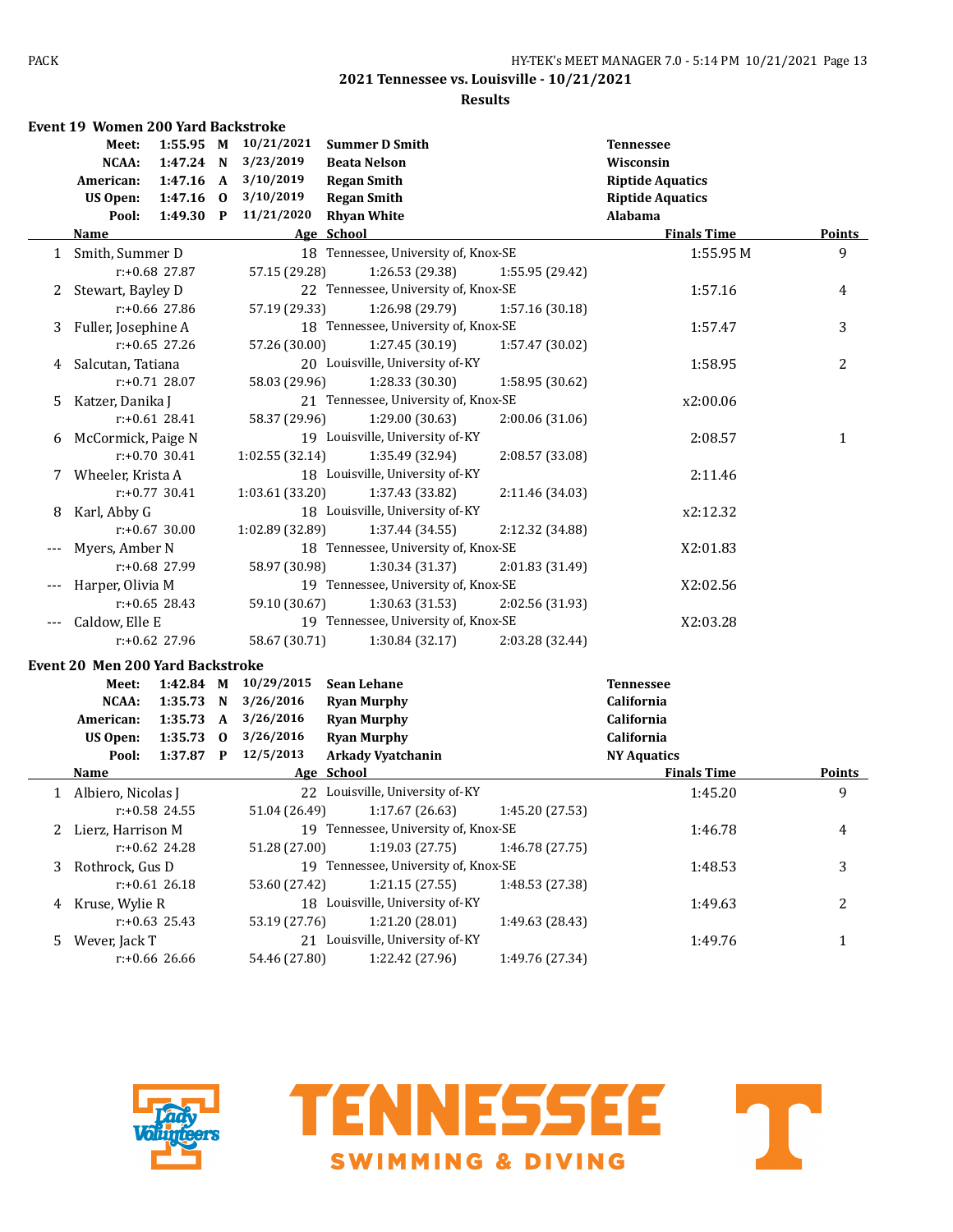## 2021 Tennessee vs. Louisville - 10/21/2021

### Results

#### Event 19 Women 200 Yard Backstroke

| Record | Time | | Date | Name | Team |
|---|---|---|---|---|---|
| Meet: | 1:55.95 | M | 10/21/2021 | Summer D Smith | Tennessee |
| NCAA: | 1:47.24 | N | 3/23/2019 | Beata Nelson | Wisconsin |
| American: | 1:47.16 | A | 3/10/2019 | Regan Smith | Riptide Aquatics |
| US Open: | 1:47.16 | O | 3/10/2019 | Regan Smith | Riptide Aquatics |
| Pool: | 1:49.30 | P | 11/21/2020 | Rhyan White | Alabama |

| | Name | Age | School | Finals Time | Points |
|---|---|---|---|---|---|
| 1 | Smith, Summer D | 18 | Tennessee, University of, Knox-SE | 1:55.95 M | 9 |
| | r:+0.68 27.87 | 57.15 (29.28) | 1:26.53 (29.38) | 1:55.95 (29.42) | |
| 2 | Stewart, Bayley D | 22 | Tennessee, University of, Knox-SE | 1:57.16 | 4 |
| | r:+0.66 27.86 | 57.19 (29.33) | 1:26.98 (29.79) | 1:57.16 (30.18) | |
| 3 | Fuller, Josephine A | 18 | Tennessee, University of, Knox-SE | 1:57.47 | 3 |
| | r:+0.65 27.26 | 57.26 (30.00) | 1:27.45 (30.19) | 1:57.47 (30.02) | |
| 4 | Salcutan, Tatiana | 20 | Louisville, University of-KY | 1:58.95 | 2 |
| | r:+0.71 28.07 | 58.03 (29.96) | 1:28.33 (30.30) | 1:58.95 (30.62) | |
| 5 | Katzer, Danika J | 21 | Tennessee, University of, Knox-SE | x2:00.06 | |
| | r:+0.61 28.41 | 58.37 (29.96) | 1:29.00 (30.63) | 2:00.06 (31.06) | |
| 6 | McCormick, Paige N | 19 | Louisville, University of-KY | 2:08.57 | 1 |
| | r:+0.70 30.41 | 1:02.55 (32.14) | 1:35.49 (32.94) | 2:08.57 (33.08) | |
| 7 | Wheeler, Krista A | 18 | Louisville, University of-KY | 2:11.46 | |
| | r:+0.77 30.41 | 1:03.61 (33.20) | 1:37.43 (33.82) | 2:11.46 (34.03) | |
| 8 | Karl, Abby G | 18 | Louisville, University of-KY | x2:12.32 | |
| | r:+0.67 30.00 | 1:02.89 (32.89) | 1:37.44 (34.55) | 2:12.32 (34.88) | |
| --- | Myers, Amber N | 18 | Tennessee, University of, Knox-SE | X2:01.83 | |
| | r:+0.68 27.99 | 58.97 (30.98) | 1:30.34 (31.37) | 2:01.83 (31.49) | |
| --- | Harper, Olivia M | 19 | Tennessee, University of, Knox-SE | X2:02.56 | |
| | r:+0.65 28.43 | 59.10 (30.67) | 1:30.63 (31.53) | 2:02.56 (31.93) | |
| --- | Caldow, Elle E | 19 | Tennessee, University of, Knox-SE | X2:03.28 | |
| | r:+0.62 27.96 | 58.67 (30.71) | 1:30.84 (32.17) | 2:03.28 (32.44) | |

#### Event 20 Men 200 Yard Backstroke

| Record | Time | | Date | Name | Team |
|---|---|---|---|---|---|
| Meet: | 1:42.84 | M | 10/29/2015 | Sean Lehane | Tennessee |
| NCAA: | 1:35.73 | N | 3/26/2016 | Ryan Murphy | California |
| American: | 1:35.73 | A | 3/26/2016 | Ryan Murphy | California |
| US Open: | 1:35.73 | O | 3/26/2016 | Ryan Murphy | California |
| Pool: | 1:37.87 | P | 12/5/2013 | Arkady Vyatchanin | NY Aquatics |

| | Name | Age | School | Finals Time | Points |
|---|---|---|---|---|---|
| 1 | Albiero, Nicolas J | 22 | Louisville, University of-KY | 1:45.20 | 9 |
| | r:+0.58 24.55 | 51.04 (26.49) | 1:17.67 (26.63) | 1:45.20 (27.53) | |
| 2 | Lierz, Harrison M | 19 | Tennessee, University of, Knox-SE | 1:46.78 | 4 |
| | r:+0.62 24.28 | 51.28 (27.00) | 1:19.03 (27.75) | 1:46.78 (27.75) | |
| 3 | Rothrock, Gus D | 19 | Tennessee, University of, Knox-SE | 1:48.53 | 3 |
| | r:+0.61 26.18 | 53.60 (27.42) | 1:21.15 (27.55) | 1:48.53 (27.38) | |
| 4 | Kruse, Wylie R | 18 | Louisville, University of-KY | 1:49.63 | 2 |
| | r:+0.63 25.43 | 53.19 (27.76) | 1:21.20 (28.01) | 1:49.63 (28.43) | |
| 5 | Wever, Jack T | 21 | Louisville, University of-KY | 1:49.76 | 1 |
| | r:+0.66 26.66 | 54.46 (27.80) | 1:22.42 (27.96) | 1:49.76 (27.34) | |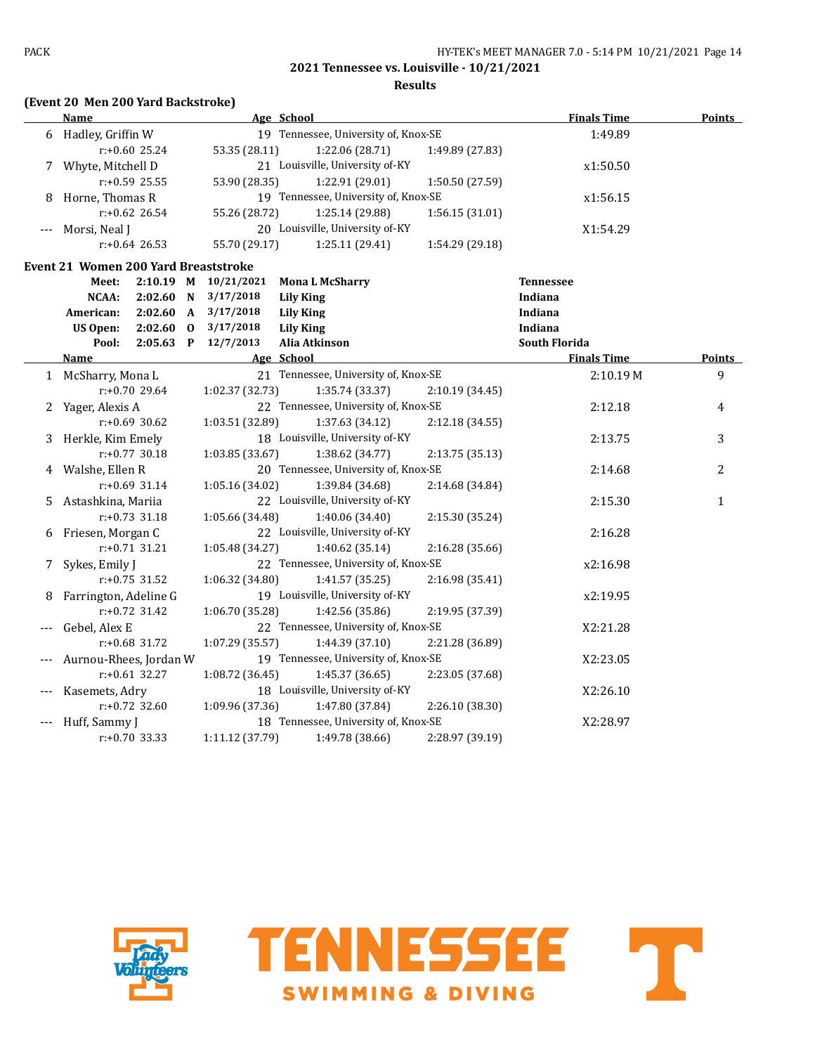## 2021 Tennessee vs. Louisville - 10/21/2021

### Results

**(Event 20 Men 200 Yard Backstroke)**

| | Name | Age | School | Finals Time | Points |
|---|---|---|---|---|---|
| 6 | Hadley, Griffin W | 19 | Tennessee, University of, Knox-SE | 1:49.89 | |
| | r:+0.60 25.24 | 53.35 (28.11) | 1:22.06 (28.71) | 1:49.89 (27.83) | |
| 7 | Whyte, Mitchell D | 21 | Louisville, University of-KY | x1:50.50 | |
| | r:+0.59 25.55 | 53.90 (28.35) | 1:22.91 (29.01) | 1:50.50 (27.59) | |
| 8 | Horne, Thomas R | 19 | Tennessee, University of, Knox-SE | x1:56.15 | |
| | r:+0.62 26.54 | 55.26 (28.72) | 1:25.14 (29.88) | 1:56.15 (31.01) | |
| --- | Morsi, Neal J | 20 | Louisville, University of-KY | X1:54.29 | |
| | r:+0.64 26.53 | 55.70 (29.17) | 1:25.11 (29.41) | 1:54.29 (29.18) | |

**Event 21 Women 200 Yard Breaststroke**

| | Time | | Date | Name | School |
|---|---|---|---|---|---|
| Meet: | 2:10.19 | M | 10/21/2021 | Mona L McSharry | Tennessee |
| NCAA: | 2:02.60 | N | 3/17/2018 | Lily King | Indiana |
| American: | 2:02.60 | A | 3/17/2018 | Lily King | Indiana |
| US Open: | 2:02.60 | O | 3/17/2018 | Lily King | Indiana |
| Pool: | 2:05.63 | P | 12/7/2013 | Alia Atkinson | South Florida |

| | Name | Age | School | Finals Time | Points |
|---|---|---|---|---|---|
| 1 | McSharry, Mona L | 21 | Tennessee, University of, Knox-SE | 2:10.19 M | 9 |
| | r:+0.70 29.64 | 1:02.37 (32.73) | 1:35.74 (33.37) | 2:10.19 (34.45) | |
| 2 | Yager, Alexis A | 22 | Tennessee, University of, Knox-SE | 2:12.18 | 4 |
| | r:+0.69 30.62 | 1:03.51 (32.89) | 1:37.63 (34.12) | 2:12.18 (34.55) | |
| 3 | Herkle, Kim Emely | 18 | Louisville, University of-KY | 2:13.75 | 3 |
| | r:+0.77 30.18 | 1:03.85 (33.67) | 1:38.62 (34.77) | 2:13.75 (35.13) | |
| 4 | Walshe, Ellen R | 20 | Tennessee, University of, Knox-SE | 2:14.68 | 2 |
| | r:+0.69 31.14 | 1:05.16 (34.02) | 1:39.84 (34.68) | 2:14.68 (34.84) | |
| 5 | Astashkina, Mariia | 22 | Louisville, University of-KY | 2:15.30 | 1 |
| | r:+0.73 31.18 | 1:05.66 (34.48) | 1:40.06 (34.40) | 2:15.30 (35.24) | |
| 6 | Friesen, Morgan C | 22 | Louisville, University of-KY | 2:16.28 | |
| | r:+0.71 31.21 | 1:05.48 (34.27) | 1:40.62 (35.14) | 2:16.28 (35.66) | |
| 7 | Sykes, Emily J | 22 | Tennessee, University of, Knox-SE | x2:16.98 | |
| | r:+0.75 31.52 | 1:06.32 (34.80) | 1:41.57 (35.25) | 2:16.98 (35.41) | |
| 8 | Farrington, Adeline G | 19 | Louisville, University of-KY | x2:19.95 | |
| | r:+0.72 31.42 | 1:06.70 (35.28) | 1:42.56 (35.86) | 2:19.95 (37.39) | |
| --- | Gebel, Alex E | 22 | Tennessee, University of, Knox-SE | X2:21.28 | |
| | r:+0.68 31.72 | 1:07.29 (35.57) | 1:44.39 (37.10) | 2:21.28 (36.89) | |
| --- | Aurnou-Rhees, Jordan W | 19 | Tennessee, University of, Knox-SE | X2:23.05 | |
| | r:+0.61 32.27 | 1:08.72 (36.45) | 1:45.37 (36.65) | 2:23.05 (37.68) | |
| --- | Kasemets, Adry | 18 | Louisville, University of-KY | X2:26.10 | |
| | r:+0.72 32.60 | 1:09.96 (37.36) | 1:47.80 (37.84) | 2:26.10 (38.30) | |
| --- | Huff, Sammy J | 18 | Tennessee, University of, Knox-SE | X2:28.97 | |
| | r:+0.70 33.33 | 1:11.12 (37.79) | 1:49.78 (38.66) | 2:28.97 (39.19) | |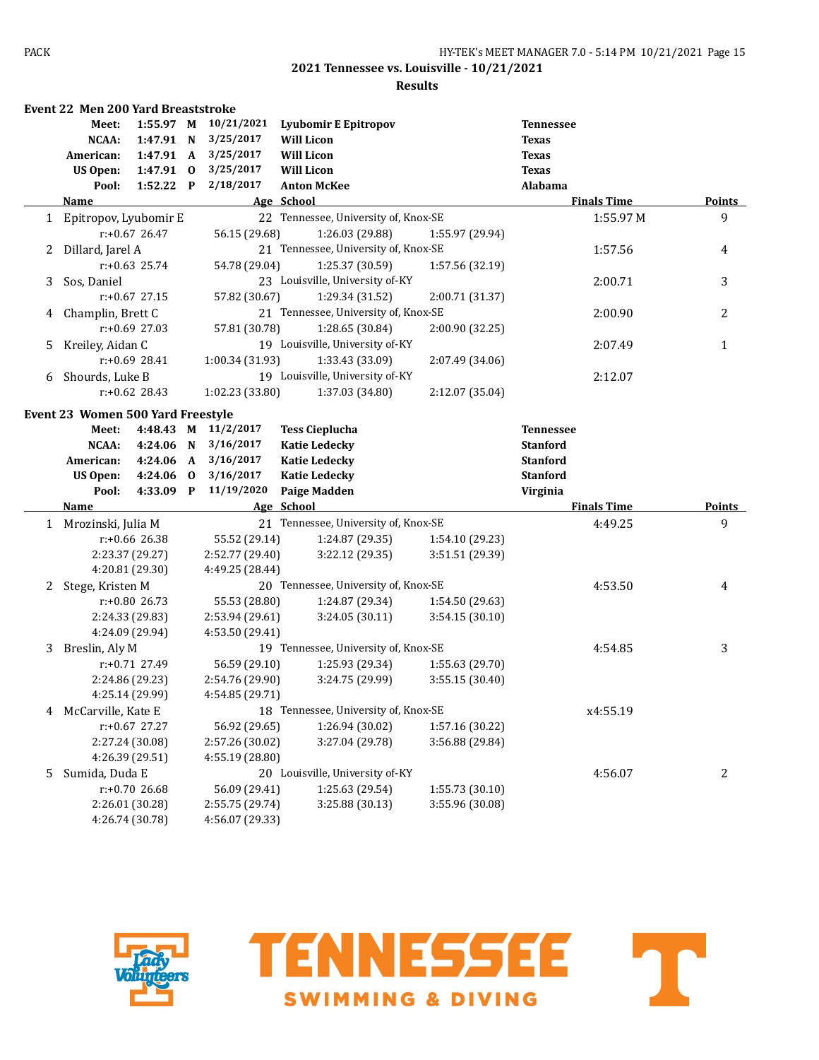## 2021 Tennessee vs. Louisville - 10/21/2021

### Results

### Event 22 Men 200 Yard Breaststroke

| | Time | | Date | Name | School |
|---|---|---|---|---|---|
| Meet: | 1:55.97 | M | 10/21/2021 | Lyubomir E Epitropov | Tennessee |
| NCAA: | 1:47.91 | N | 3/25/2017 | Will Licon | Texas |
| American: | 1:47.91 | A | 3/25/2017 | Will Licon | Texas |
| US Open: | 1:47.91 | O | 3/25/2017 | Will Licon | Texas |
| Pool: | 1:52.22 | P | 2/18/2017 | Anton McKee | Alabama |

| | Name | Age | School | Finals Time | Points |
|---|---|---|---|---|---|
| 1 | Epitropov, Lyubomir E | 22 | Tennessee, University of, Knox-SE | 1:55.97 M | 9 |
| | r:+0.67 26.47 / 56.15 (29.68) / 1:26.03 (29.88) / 1:55.97 (29.94) | | | | |
| 2 | Dillard, Jarel A | 21 | Tennessee, University of, Knox-SE | 1:57.56 | 4 |
| | r:+0.63 25.74 / 54.78 (29.04) / 1:25.37 (30.59) / 1:57.56 (32.19) | | | | |
| 3 | Sos, Daniel | 23 | Louisville, University of-KY | 2:00.71 | 3 |
| | r:+0.67 27.15 / 57.82 (30.67) / 1:29.34 (31.52) / 2:00.71 (31.37) | | | | |
| 4 | Champlin, Brett C | 21 | Tennessee, University of, Knox-SE | 2:00.90 | 2 |
| | r:+0.69 27.03 / 57.81 (30.78) / 1:28.65 (30.84) / 2:00.90 (32.25) | | | | |
| 5 | Kreiley, Aidan C | 19 | Louisville, University of-KY | 2:07.49 | 1 |
| | r:+0.69 28.41 / 1:00.34 (31.93) / 1:33.43 (33.09) / 2:07.49 (34.06) | | | | |
| 6 | Shourds, Luke B | 19 | Louisville, University of-KY | 2:12.07 | |
| | r:+0.62 28.43 / 1:02.23 (33.80) / 1:37.03 (34.80) / 2:12.07 (35.04) | | | | |

### Event 23 Women 500 Yard Freestyle

| | Time | | Date | Name | School |
|---|---|---|---|---|---|
| Meet: | 4:48.43 | M | 11/2/2017 | Tess Cieplucha | Tennessee |
| NCAA: | 4:24.06 | N | 3/16/2017 | Katie Ledecky | Stanford |
| American: | 4:24.06 | A | 3/16/2017 | Katie Ledecky | Stanford |
| US Open: | 4:24.06 | O | 3/16/2017 | Katie Ledecky | Stanford |
| Pool: | 4:33.09 | P | 11/19/2020 | Paige Madden | Virginia |

| | Name | Age | School | Finals Time | Points |
|---|---|---|---|---|---|
| 1 | Mrozinski, Julia M | 21 | Tennessee, University of, Knox-SE | 4:49.25 | 9 |
| | r:+0.66 26.38 / 55.52 (29.14) / 1:24.87 (29.35) / 1:54.10 (29.23) / 2:23.37 (29.27) / 2:52.77 (29.40) / 3:22.12 (29.35) / 3:51.51 (29.39) / 4:20.81 (29.30) / 4:49.25 (28.44) | | | | |
| 2 | Stege, Kristen M | 20 | Tennessee, University of, Knox-SE | 4:53.50 | 4 |
| | r:+0.80 26.73 / 55.53 (28.80) / 1:24.87 (29.34) / 1:54.50 (29.63) / 2:24.33 (29.83) / 2:53.94 (29.61) / 3:24.05 (30.11) / 3:54.15 (30.10) / 4:24.09 (29.94) / 4:53.50 (29.41) | | | | |
| 3 | Breslin, Aly M | 19 | Tennessee, University of, Knox-SE | 4:54.85 | 3 |
| | r:+0.71 27.49 / 56.59 (29.10) / 1:25.93 (29.34) / 1:55.63 (29.70) / 2:24.86 (29.23) / 2:54.76 (29.90) / 3:24.75 (29.99) / 3:55.15 (30.40) / 4:25.14 (29.99) / 4:54.85 (29.71) | | | | |
| 4 | McCarville, Kate E | 18 | Tennessee, University of, Knox-SE | x4:55.19 | |
| | r:+0.67 27.27 / 56.92 (29.65) / 1:26.94 (30.02) / 1:57.16 (30.22) / 2:27.24 (30.08) / 2:57.26 (30.02) / 3:27.04 (29.78) / 3:56.88 (29.84) / 4:26.39 (29.51) / 4:55.19 (28.80) | | | | |
| 5 | Sumida, Duda E | 20 | Louisville, University of-KY | 4:56.07 | 2 |
| | r:+0.70 26.68 / 56.09 (29.41) / 1:25.63 (29.54) / 1:55.73 (30.10) / 2:26.01 (30.28) / 2:55.75 (29.74) / 3:25.88 (30.13) / 3:55.96 (30.08) / 4:26.74 (30.78) / 4:56.07 (29.33) | | | | |

Tennessee Swimming & Diving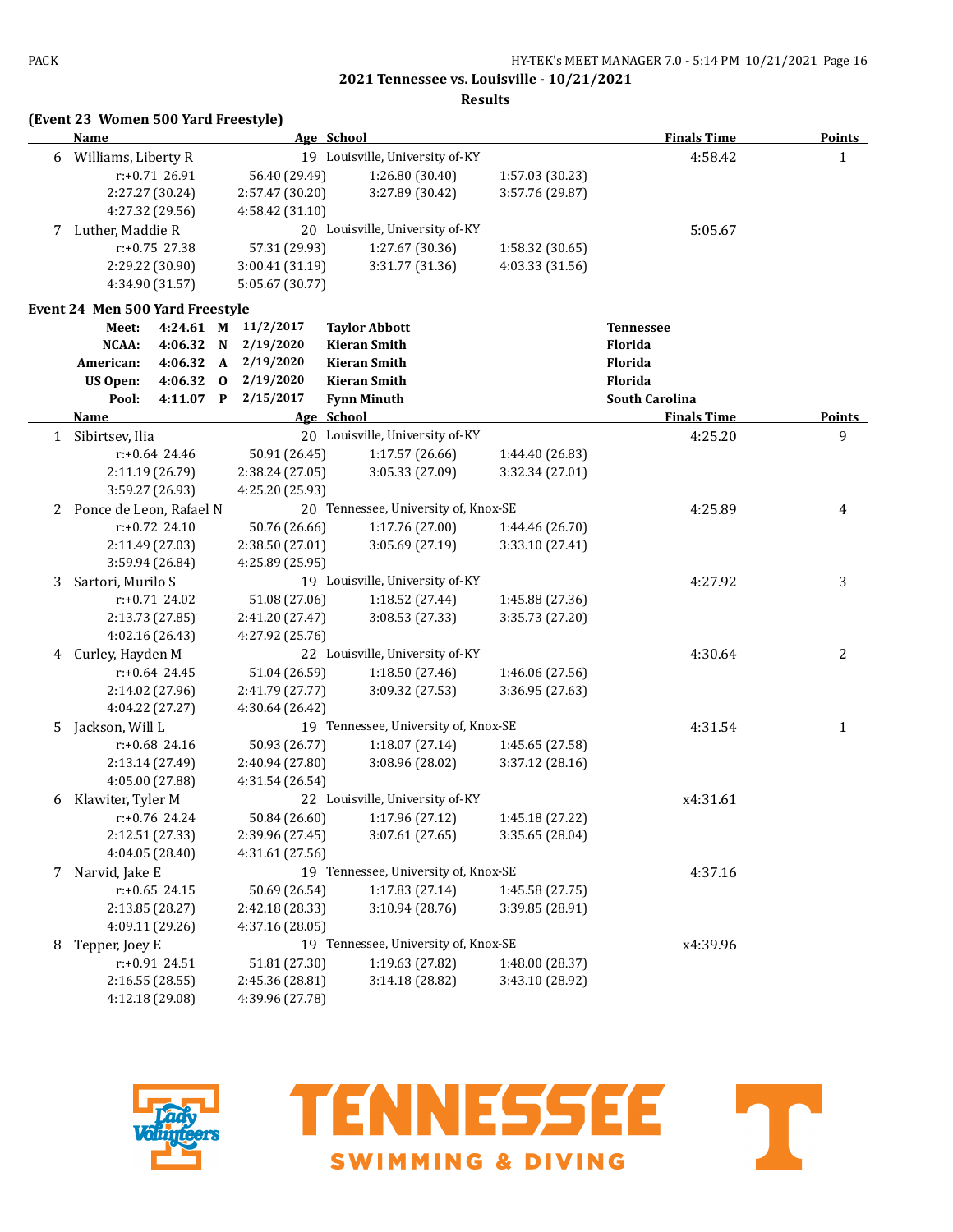## 2021 Tennessee vs. Louisville - 10/21/2021

### Results

**(Event 23 Women 500 Yard Freestyle)**

| | Name | Age | School | Finals Time | Points |
|---|---|---|---|---|---|
| 6 | Williams, Liberty R | 19 | Louisville, University of-KY | 4:58.42 | 1 |
| | r:+0.71 26.91 | 56.40 (29.49) | 1:26.80 (30.40) | 1:57.03 (30.23) | |
| | 2:27.27 (30.24) | 2:57.47 (30.20) | 3:27.89 (30.42) | 3:57.76 (29.87) | |
| | 4:27.32 (29.56) | 4:58.42 (31.10) | | | |
| 7 | Luther, Maddie R | 20 | Louisville, University of-KY | 5:05.67 | |
| | r:+0.75 27.38 | 57.31 (29.93) | 1:27.67 (30.36) | 1:58.32 (30.65) | |
| | 2:29.22 (30.90) | 3:00.41 (31.19) | 3:31.77 (31.36) | 4:03.33 (31.56) | |
| | 4:34.90 (31.57) | 5:05.67 (30.77) | | | |

**Event 24 Men 500 Yard Freestyle**

| | | | | | |
|---|---|---|---|---|---|
| Meet: | 4:24.61 | M | 11/2/2017 | Taylor Abbott | Tennessee |
| NCAA: | 4:06.32 | N | 2/19/2020 | Kieran Smith | Florida |
| American: | 4:06.32 | A | 2/19/2020 | Kieran Smith | Florida |
| US Open: | 4:06.32 | O | 2/19/2020 | Kieran Smith | Florida |
| Pool: | 4:11.07 | P | 2/15/2017 | Fynn Minuth | South Carolina |

| | Name | Age | School | Finals Time | Points |
|---|---|---|---|---|---|
| 1 | Sibirtsev, Ilia | 20 | Louisville, University of-KY | 4:25.20 | 9 |
| | r:+0.64 24.46 | 50.91 (26.45) | 1:17.57 (26.66) | 1:44.40 (26.83) | |
| | 2:11.19 (26.79) | 2:38.24 (27.05) | 3:05.33 (27.09) | 3:32.34 (27.01) | |
| | 3:59.27 (26.93) | 4:25.20 (25.93) | | | |
| 2 | Ponce de Leon, Rafael N | 20 | Tennessee, University of, Knox-SE | 4:25.89 | 4 |
| | r:+0.72 24.10 | 50.76 (26.66) | 1:17.76 (27.00) | 1:44.46 (26.70) | |
| | 2:11.49 (27.03) | 2:38.50 (27.01) | 3:05.69 (27.19) | 3:33.10 (27.41) | |
| | 3:59.94 (26.84) | 4:25.89 (25.95) | | | |
| 3 | Sartori, Murilo S | 19 | Louisville, University of-KY | 4:27.92 | 3 |
| | r:+0.71 24.02 | 51.08 (27.06) | 1:18.52 (27.44) | 1:45.88 (27.36) | |
| | 2:13.73 (27.85) | 2:41.20 (27.47) | 3:08.53 (27.33) | 3:35.73 (27.20) | |
| | 4:02.16 (26.43) | 4:27.92 (25.76) | | | |
| 4 | Curley, Hayden M | 22 | Louisville, University of-KY | 4:30.64 | 2 |
| | r:+0.64 24.45 | 51.04 (26.59) | 1:18.50 (27.46) | 1:46.06 (27.56) | |
| | 2:14.02 (27.96) | 2:41.79 (27.77) | 3:09.32 (27.53) | 3:36.95 (27.63) | |
| | 4:04.22 (27.27) | 4:30.64 (26.42) | | | |
| 5 | Jackson, Will L | 19 | Tennessee, University of, Knox-SE | 4:31.54 | 1 |
| | r:+0.68 24.16 | 50.93 (26.77) | 1:18.07 (27.14) | 1:45.65 (27.58) | |
| | 2:13.14 (27.49) | 2:40.94 (27.80) | 3:08.96 (28.02) | 3:37.12 (28.16) | |
| | 4:05.00 (27.88) | 4:31.54 (26.54) | | | |
| 6 | Klawiter, Tyler M | 22 | Louisville, University of-KY | x4:31.61 | |
| | r:+0.76 24.24 | 50.84 (26.60) | 1:17.96 (27.12) | 1:45.18 (27.22) | |
| | 2:12.51 (27.33) | 2:39.96 (27.45) | 3:07.61 (27.65) | 3:35.65 (28.04) | |
| | 4:04.05 (28.40) | 4:31.61 (27.56) | | | |
| 7 | Narvid, Jake E | 19 | Tennessee, University of, Knox-SE | 4:37.16 | |
| | r:+0.65 24.15 | 50.69 (26.54) | 1:17.83 (27.14) | 1:45.58 (27.75) | |
| | 2:13.85 (28.27) | 2:42.18 (28.33) | 3:10.94 (28.76) | 3:39.85 (28.91) | |
| | 4:09.11 (29.26) | 4:37.16 (28.05) | | | |
| 8 | Tepper, Joey E | 19 | Tennessee, University of, Knox-SE | x4:39.96 | |
| | r:+0.91 24.51 | 51.81 (27.30) | 1:19.63 (27.82) | 1:48.00 (28.37) | |
| | 2:16.55 (28.55) | 2:45.36 (28.81) | 3:14.18 (28.82) | 3:43.10 (28.92) | |
| | 4:12.18 (29.08) | 4:39.96 (27.78) | | | |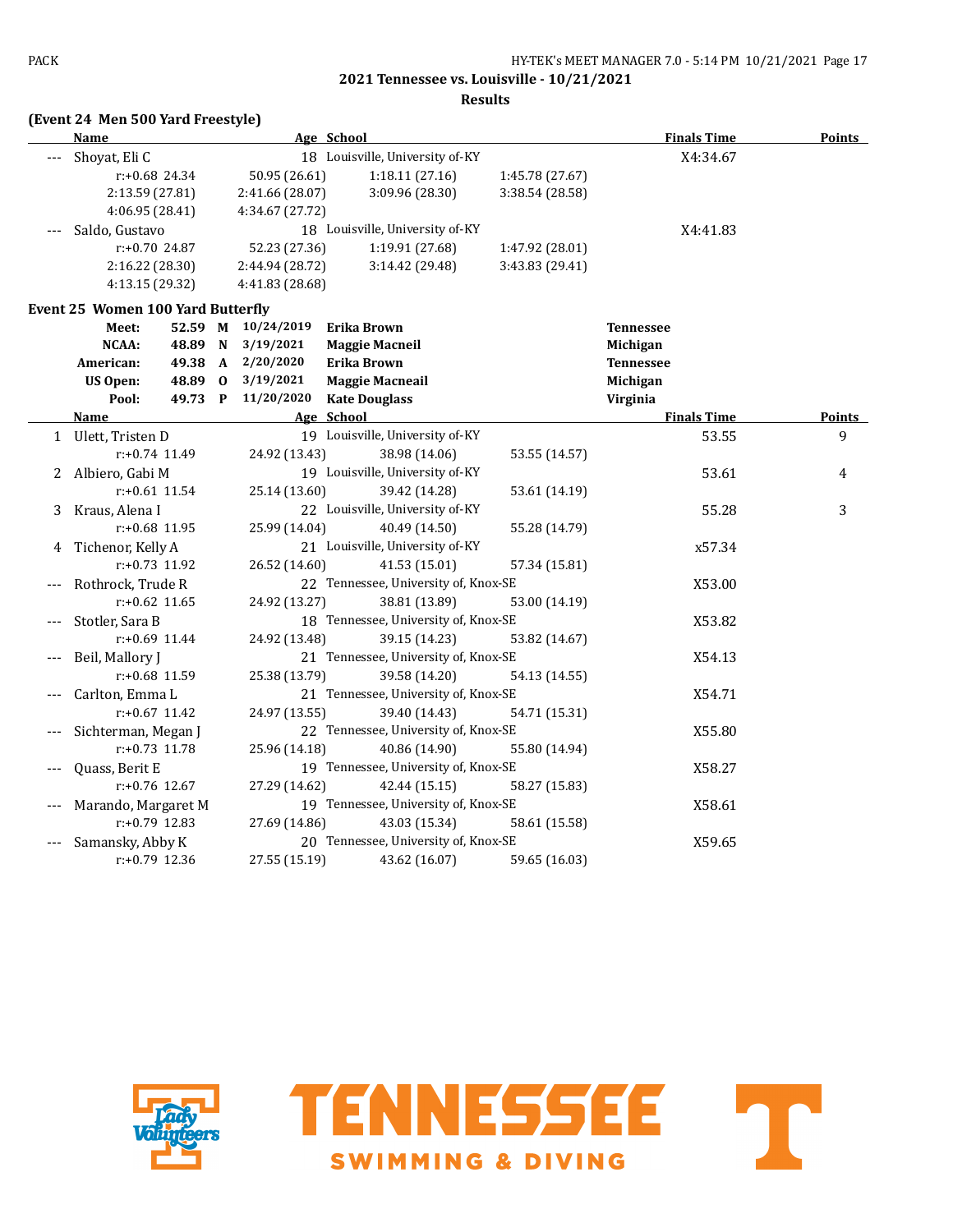2021 Tennessee vs. Louisville - 10/21/2021

Results

**(Event 24 Men 500 Yard Freestyle)**

| | Name | Age | School | Finals Time | Points |
|---|---|---|---|---|---|
| --- | Shoyat, Eli C | 18 | Louisville, University of-KY | X4:34.67 | |
| | r:+0.68 24.34 / 50.95 (26.61) / 1:18.11 (27.16) / 1:45.78 (27.67) / 2:13.59 (27.81) / 2:41.66 (28.07) / 3:09.96 (28.30) / 3:38.54 (28.58) / 4:06.95 (28.41) / 4:34.67 (27.72) | | | | |
| --- | Saldo, Gustavo | 18 | Louisville, University of-KY | X4:41.83 | |
| | r:+0.70 24.87 / 52.23 (27.36) / 1:19.91 (27.68) / 1:47.92 (28.01) / 2:16.22 (28.30) / 2:44.94 (28.72) / 3:14.42 (29.48) / 3:43.83 (29.41) / 4:13.15 (29.32) / 4:41.83 (28.68) | | | | |

**Event 25 Women 100 Yard Butterfly**

| Record | Time | | Date | Name | School |
|---|---|---|---|---|---|
| Meet: | 52.59 | M | 10/24/2019 | Erika Brown | Tennessee |
| NCAA: | 48.89 | N | 3/19/2021 | Maggie Macneil | Michigan |
| American: | 49.38 | A | 2/20/2020 | Erika Brown | Tennessee |
| US Open: | 48.89 | O | 3/19/2021 | Maggie Macneail | Michigan |
| Pool: | 49.73 | P | 11/20/2020 | Kate Douglass | Virginia |

| | Name | Age | School | Finals Time | Points |
|---|---|---|---|---|---|
| 1 | Ulett, Tristen D | 19 | Louisville, University of-KY | 53.55 | 9 |
| | r:+0.74 11.49 / 24.92 (13.43) / 38.98 (14.06) / 53.55 (14.57) | | | | |
| 2 | Albiero, Gabi M | 19 | Louisville, University of-KY | 53.61 | 4 |
| | r:+0.61 11.54 / 25.14 (13.60) / 39.42 (14.28) / 53.61 (14.19) | | | | |
| 3 | Kraus, Alena I | 22 | Louisville, University of-KY | 55.28 | 3 |
| | r:+0.68 11.95 / 25.99 (14.04) / 40.49 (14.50) / 55.28 (14.79) | | | | |
| 4 | Tichenor, Kelly A | 21 | Louisville, University of-KY | x57.34 | |
| | r:+0.73 11.92 / 26.52 (14.60) / 41.53 (15.01) / 57.34 (15.81) | | | | |
| --- | Rothrock, Trude R | 22 | Tennessee, University of, Knox-SE | X53.00 | |
| | r:+0.62 11.65 / 24.92 (13.27) / 38.81 (13.89) / 53.00 (14.19) | | | | |
| --- | Stotler, Sara B | 18 | Tennessee, University of, Knox-SE | X53.82 | |
| | r:+0.69 11.44 / 24.92 (13.48) / 39.15 (14.23) / 53.82 (14.67) | | | | |
| --- | Beil, Mallory J | 21 | Tennessee, University of, Knox-SE | X54.13 | |
| | r:+0.68 11.59 / 25.38 (13.79) / 39.58 (14.20) / 54.13 (14.55) | | | | |
| --- | Carlton, Emma L | 21 | Tennessee, University of, Knox-SE | X54.71 | |
| | r:+0.67 11.42 / 24.97 (13.55) / 39.40 (14.43) / 54.71 (15.31) | | | | |
| --- | Sichterman, Megan J | 22 | Tennessee, University of, Knox-SE | X55.80 | |
| | r:+0.73 11.78 / 25.96 (14.18) / 40.86 (14.90) / 55.80 (14.94) | | | | |
| --- | Quass, Berit E | 19 | Tennessee, University of, Knox-SE | X58.27 | |
| | r:+0.76 12.67 / 27.29 (14.62) / 42.44 (15.15) / 58.27 (15.83) | | | | |
| --- | Marando, Margaret M | 19 | Tennessee, University of, Knox-SE | X58.61 | |
| | r:+0.79 12.83 / 27.69 (14.86) / 43.03 (15.34) / 58.61 (15.58) | | | | |
| --- | Samansky, Abby K | 20 | Tennessee, University of, Knox-SE | X59.65 | |
| | r:+0.79 12.36 / 27.55 (15.19) / 43.62 (16.07) / 59.65 (16.03) | | | | |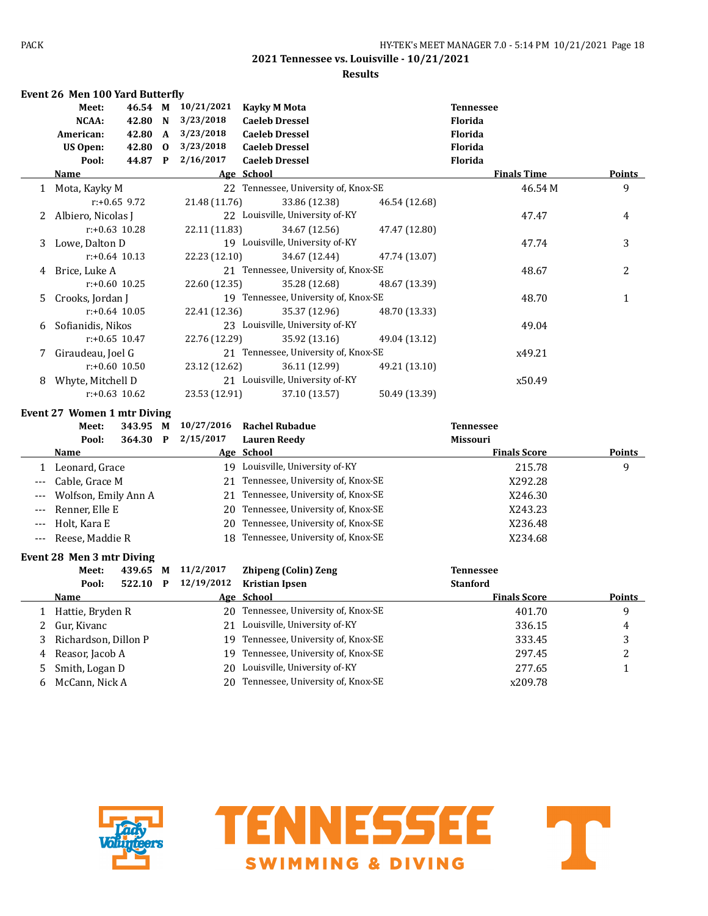## 2021 Tennessee vs. Louisville - 10/21/2021

### Results

**Event 26 Men 100 Yard Butterfly**

| | | | | | |
|---|---|---|---|---|---|
| Meet: | 46.54 | M | 10/21/2021 | Kayky M Mota | Tennessee |
| NCAA: | 42.80 | N | 3/23/2018 | Caeleb Dressel | Florida |
| American: | 42.80 | A | 3/23/2018 | Caeleb Dressel | Florida |
| US Open: | 42.80 | O | 3/23/2018 | Caeleb Dressel | Florida |
| Pool: | 44.87 | P | 2/16/2017 | Caeleb Dressel | Florida |

| | Name | Age | School | Finals Time | Points |
|---|---|---|---|---|---|
| 1 | Mota, Kayky M | 22 | Tennessee, University of, Knox-SE | 46.54 M | 9 |
| | r:+0.65 9.72 | 21.48 (11.76) | 33.86 (12.38) | 46.54 (12.68) | |
| 2 | Albiero, Nicolas J | 22 | Louisville, University of-KY | 47.47 | 4 |
| | r:+0.63 10.28 | 22.11 (11.83) | 34.67 (12.56) | 47.47 (12.80) | |
| 3 | Lowe, Dalton D | 19 | Louisville, University of-KY | 47.74 | 3 |
| | r:+0.64 10.13 | 22.23 (12.10) | 34.67 (12.44) | 47.74 (13.07) | |
| 4 | Brice, Luke A | 21 | Tennessee, University of, Knox-SE | 48.67 | 2 |
| | r:+0.60 10.25 | 22.60 (12.35) | 35.28 (12.68) | 48.67 (13.39) | |
| 5 | Crooks, Jordan J | 19 | Tennessee, University of, Knox-SE | 48.70 | 1 |
| | r:+0.64 10.05 | 22.41 (12.36) | 35.37 (12.96) | 48.70 (13.33) | |
| 6 | Sofianidis, Nikos | 23 | Louisville, University of-KY | 49.04 | |
| | r:+0.65 10.47 | 22.76 (12.29) | 35.92 (13.16) | 49.04 (13.12) | |
| 7 | Giraudeau, Joel G | 21 | Tennessee, University of, Knox-SE | x49.21 | |
| | r:+0.60 10.50 | 23.12 (12.62) | 36.11 (12.99) | 49.21 (13.10) | |
| 8 | Whyte, Mitchell D | 21 | Louisville, University of-KY | x50.49 | |
| | r:+0.63 10.62 | 23.53 (12.91) | 37.10 (13.57) | 50.49 (13.39) | |

**Event 27 Women 1 mtr Diving**

| | | | | | |
|---|---|---|---|---|---|
| Meet: | 343.95 | M | 10/27/2016 | Rachel Rubadue | Tennessee |
| Pool: | 364.30 | P | 2/15/2017 | Lauren Reedy | Missouri |

| | Name | Age | School | Finals Score | Points |
|---|---|---|---|---|---|
| 1 | Leonard, Grace | 19 | Louisville, University of-KY | 215.78 | 9 |
| --- | Cable, Grace M | 21 | Tennessee, University of, Knox-SE | X292.28 | |
| --- | Wolfson, Emily Ann A | 21 | Tennessee, University of, Knox-SE | X246.30 | |
| --- | Renner, Elle E | 20 | Tennessee, University of, Knox-SE | X243.23 | |
| --- | Holt, Kara E | 20 | Tennessee, University of, Knox-SE | X236.48 | |
| --- | Reese, Maddie R | 18 | Tennessee, University of, Knox-SE | X234.68 | |

**Event 28 Men 3 mtr Diving**

| | | | | | |
|---|---|---|---|---|---|
| Meet: | 439.65 | M | 11/2/2017 | Zhipeng (Colin) Zeng | Tennessee |
| Pool: | 522.10 | P | 12/19/2012 | Kristian Ipsen | Stanford |

| | Name | Age | School | Finals Score | Points |
|---|---|---|---|---|---|
| 1 | Hattie, Bryden R | 20 | Tennessee, University of, Knox-SE | 401.70 | 9 |
| 2 | Gur, Kivanc | 21 | Louisville, University of-KY | 336.15 | 4 |
| 3 | Richardson, Dillon P | 19 | Tennessee, University of, Knox-SE | 333.45 | 3 |
| 4 | Reasor, Jacob A | 19 | Tennessee, University of, Knox-SE | 297.45 | 2 |
| 5 | Smith, Logan D | 20 | Louisville, University of-KY | 277.65 | 1 |
| 6 | McCann, Nick A | 20 | Tennessee, University of, Knox-SE | x209.78 | |

TENNESSEE SWIMMING & DIVING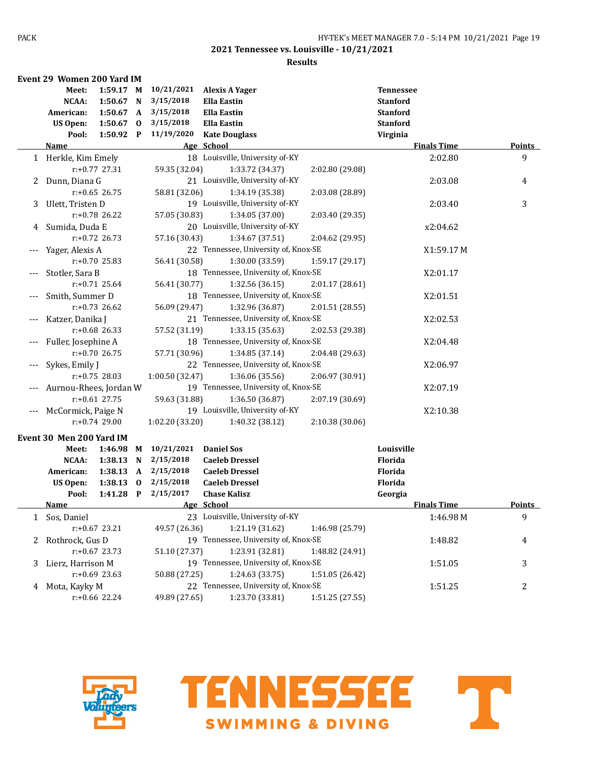**2021 Tennessee vs. Louisville - 10/21/2021**

**Results**

### Event 29 Women 200 Yard IM

| Record | Time | | Date | Name | School |
|---|---|---|---|---|---|
| Meet: | 1:59.17 | M | 10/21/2021 | Alexis A Yager | Tennessee |
| NCAA: | 1:50.67 | N | 3/15/2018 | Ella Eastin | Stanford |
| American: | 1:50.67 | A | 3/15/2018 | Ella Eastin | Stanford |
| US Open: | 1:50.67 | O | 3/15/2018 | Ella Eastin | Stanford |
| Pool: | 1:50.92 | P | 11/19/2020 | Kate Douglass | Virginia |

| | Name | Age | School | Finals Time | Points |
|---|---|---|---|---|---|
| 1 | Herkle, Kim Emely | 18 | Louisville, University of-KY | 2:02.80 | 9 |
| | r:+0.77 27.31 | 59.35 (32.04) | 1:33.72 (34.37) | 2:02.80 (29.08) | |
| 2 | Dunn, Diana G | 21 | Louisville, University of-KY | 2:03.08 | 4 |
| | r:+0.65 26.75 | 58.81 (32.06) | 1:34.19 (35.38) | 2:03.08 (28.89) | |
| 3 | Ulett, Tristen D | 19 | Louisville, University of-KY | 2:03.40 | 3 |
| | r:+0.78 26.22 | 57.05 (30.83) | 1:34.05 (37.00) | 2:03.40 (29.35) | |
| 4 | Sumida, Duda E | 20 | Louisville, University of-KY | x2:04.62 | |
| | r:+0.72 26.73 | 57.16 (30.43) | 1:34.67 (37.51) | 2:04.62 (29.95) | |
| --- | Yager, Alexis A | 22 | Tennessee, University of, Knox-SE | X1:59.17 M | |
| | r:+0.70 25.83 | 56.41 (30.58) | 1:30.00 (33.59) | 1:59.17 (29.17) | |
| --- | Stotler, Sara B | 18 | Tennessee, University of, Knox-SE | X2:01.17 | |
| | r:+0.71 25.64 | 56.41 (30.77) | 1:32.56 (36.15) | 2:01.17 (28.61) | |
| --- | Smith, Summer D | 18 | Tennessee, University of, Knox-SE | X2:01.51 | |
| | r:+0.73 26.62 | 56.09 (29.47) | 1:32.96 (36.87) | 2:01.51 (28.55) | |
| --- | Katzer, Danika J | 21 | Tennessee, University of, Knox-SE | X2:02.53 | |
| | r:+0.68 26.33 | 57.52 (31.19) | 1:33.15 (35.63) | 2:02.53 (29.38) | |
| --- | Fuller, Josephine A | 18 | Tennessee, University of, Knox-SE | X2:04.48 | |
| | r:+0.70 26.75 | 57.71 (30.96) | 1:34.85 (37.14) | 2:04.48 (29.63) | |
| --- | Sykes, Emily J | 22 | Tennessee, University of, Knox-SE | X2:06.97 | |
| | r:+0.75 28.03 | 1:00.50 (32.47) | 1:36.06 (35.56) | 2:06.97 (30.91) | |
| --- | Aurnou-Rhees, Jordan W | 19 | Tennessee, University of, Knox-SE | X2:07.19 | |
| | r:+0.61 27.75 | 59.63 (31.88) | 1:36.50 (36.87) | 2:07.19 (30.69) | |
| --- | McCormick, Paige N | 19 | Louisville, University of-KY | X2:10.38 | |
| | r:+0.74 29.00 | 1:02.20 (33.20) | 1:40.32 (38.12) | 2:10.38 (30.06) | |

### Event 30 Men 200 Yard IM

| Record | Time | | Date | Name | School |
|---|---|---|---|---|---|
| Meet: | 1:46.98 | M | 10/21/2021 | Daniel Sos | Louisville |
| NCAA: | 1:38.13 | N | 2/15/2018 | Caeleb Dressel | Florida |
| American: | 1:38.13 | A | 2/15/2018 | Caeleb Dressel | Florida |
| US Open: | 1:38.13 | O | 2/15/2018 | Caeleb Dressel | Florida |
| Pool: | 1:41.28 | P | 2/15/2017 | Chase Kalisz | Georgia |

| | Name | Age | School | Finals Time | Points |
|---|---|---|---|---|---|
| 1 | Sos, Daniel | 23 | Louisville, University of-KY | 1:46.98 M | 9 |
| | r:+0.67 23.21 | 49.57 (26.36) | 1:21.19 (31.62) | 1:46.98 (25.79) | |
| 2 | Rothrock, Gus D | 19 | Tennessee, University of, Knox-SE | 1:48.82 | 4 |
| | r:+0.67 23.73 | 51.10 (27.37) | 1:23.91 (32.81) | 1:48.82 (24.91) | |
| 3 | Lierz, Harrison M | 19 | Tennessee, University of, Knox-SE | 1:51.05 | 3 |
| | r:+0.69 23.63 | 50.88 (27.25) | 1:24.63 (33.75) | 1:51.05 (26.42) | |
| 4 | Mota, Kayky M | 22 | Tennessee, University of, Knox-SE | 1:51.25 | 2 |
| | r:+0.66 22.24 | 49.89 (27.65) | 1:23.70 (33.81) | 1:51.25 (27.55) | |

TENNESSEE SWIMMING & DIVING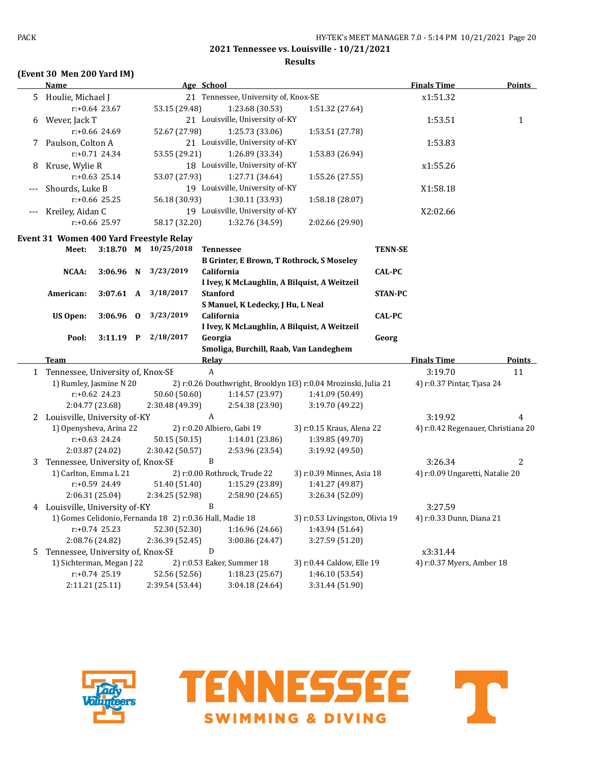## 2021 Tennessee vs. Louisville - 10/21/2021

### Results

**(Event 30 Men 200 Yard IM)**

| | Name | Age | School | Finals Time | Points |
|---|---|---|---|---|---|
| 5 | Houlie, Michael J | 21 | Tennessee, University of, Knox-SE | x1:51.32 | |
| | r:+0.64 24.23 53.15 (29.48) 1:23.68 (30.53) 1:51.32 (27.64) | | | | |
| 6 | Wever, Jack T | 21 | Louisville, University of-KY | 1:53.51 | 1 |
| | r:+0.66 24.69 52.67 (27.98) 1:25.73 (33.06) 1:53.51 (27.78) | | | | |
| 7 | Paulson, Colton A | 21 | Louisville, University of-KY | 1:53.83 | |
| | r:+0.71 24.34 53.55 (29.21) 1:26.89 (33.34) 1:53.83 (26.94) | | | | |
| 8 | Kruse, Wylie R | 18 | Louisville, University of-KY | x1:55.26 | |
| | r:+0.63 25.14 53.07 (27.93) 1:27.71 (34.64) 1:55.26 (27.55) | | | | |
| --- | Shourds, Luke B | 19 | Louisville, University of-KY | X1:58.18 | |
| | r:+0.66 25.25 56.18 (30.93) 1:30.11 (33.93) 1:58.18 (28.07) | | | | |
| --- | Kreiley, Aidan C | 19 | Louisville, University of-KY | X2:02.66 | |
| | r:+0.66 25.97 58.17 (32.20) 1:32.76 (34.59) 2:02.66 (29.90) | | | | |

**Event 31 Women 400 Yard Freestyle Relay**

| | Time | | Date | Team | Code |
|---|---|---|---|---|---|
| Meet: | 3:18.70 | M | 10/25/2018 | Tennessee — B Grinter, E Brown, T Rothrock, S Moseley | TENN-SE |
| NCAA: | 3:06.96 | N | 3/23/2019 | California — I Ivey, K McLaughlin, A Bilquist, A Weitzeil | CAL-PC |
| American: | 3:07.61 | A | 3/18/2017 | Stanford — S Manuel, K Ledecky, J Hu, L Neal | STAN-PC |
| US Open: | 3:06.96 | O | 3/23/2019 | California — I Ivey, K McLaughlin, A Bilquist, A Weitzeil | CAL-PC |
| Pool: | 3:11.19 | P | 2/18/2017 | Georgia — Smoliga, Burchill, Raab, Van Landeghem | Georg |

| | Team | Relay | Finals Time | Points |
|---|---|---|---|---|
| 1 | Tennessee, University of, Knox-SE | A | 3:19.70 | 11 |
| | 1) Rumley, Jasmine N 20; 2) r:0.26 Douthwright, Brooklyn 18; 3) r:0.04 Mrozinski, Julia 21; 4) r:0.37 Pintar, Tjasa 24 | | | |
| | r:+0.62 24.23 50.60 (50.60) 1:14.57 (23.97) 1:41.09 (50.49) 2:04.77 (23.68) 2:30.48 (49.39) 2:54.38 (23.90) 3:19.70 (49.22) | | | |
| 2 | Louisville, University of-KY | A | 3:19.92 | 4 |
| | 1) Openysheva, Arina 22; 2) r:0.20 Albiero, Gabi 19; 3) r:0.15 Kraus, Alena 22; 4) r:0.42 Regenauer, Christiana 20 | | | |
| | r:+0.63 24.24 50.15 (50.15) 1:14.01 (23.86) 1:39.85 (49.70) 2:03.87 (24.02) 2:30.42 (50.57) 2:53.96 (23.54) 3:19.92 (49.50) | | | |
| 3 | Tennessee, University of, Knox-SE | B | 3:26.34 | 2 |
| | 1) Carlton, Emma L 21; 2) r:0.00 Rothrock, Trude 22; 3) r:0.39 Minnes, Asia 18; 4) r:0.09 Ungaretti, Natalie 20 | | | |
| | r:+0.59 24.49 51.40 (51.40) 1:15.29 (23.89) 1:41.27 (49.87) 2:06.31 (25.04) 2:34.25 (52.98) 2:58.90 (24.65) 3:26.34 (52.09) | | | |
| 4 | Louisville, University of-KY | B | 3:27.59 | |
| | 1) Gomes Celidonio, Fernanda 18; 2) r:0.36 Hall, Madie 18; 3) r:0.53 Livingston, Olivia 19; 4) r:0.33 Dunn, Diana 21 | | | |
| | r:+0.74 25.23 52.30 (52.30) 1:16.96 (24.66) 1:43.94 (51.64) 2:08.76 (24.82) 2:36.39 (52.45) 3:00.86 (24.47) 3:27.59 (51.20) | | | |
| 5 | Tennessee, University of, Knox-SE | D | x3:31.44 | |
| | 1) Sichterman, Megan J 22; 2) r:0.53 Eaker, Summer 18; 3) r:0.44 Caldow, Elle 19; 4) r:0.37 Myers, Amber 18 | | | |
| | r:+0.74 25.19 52.56 (52.56) 1:18.23 (25.67) 1:46.10 (53.54) 2:11.21 (25.11) 2:39.54 (53.44) 3:04.18 (24.64) 3:31.44 (51.90) | | | |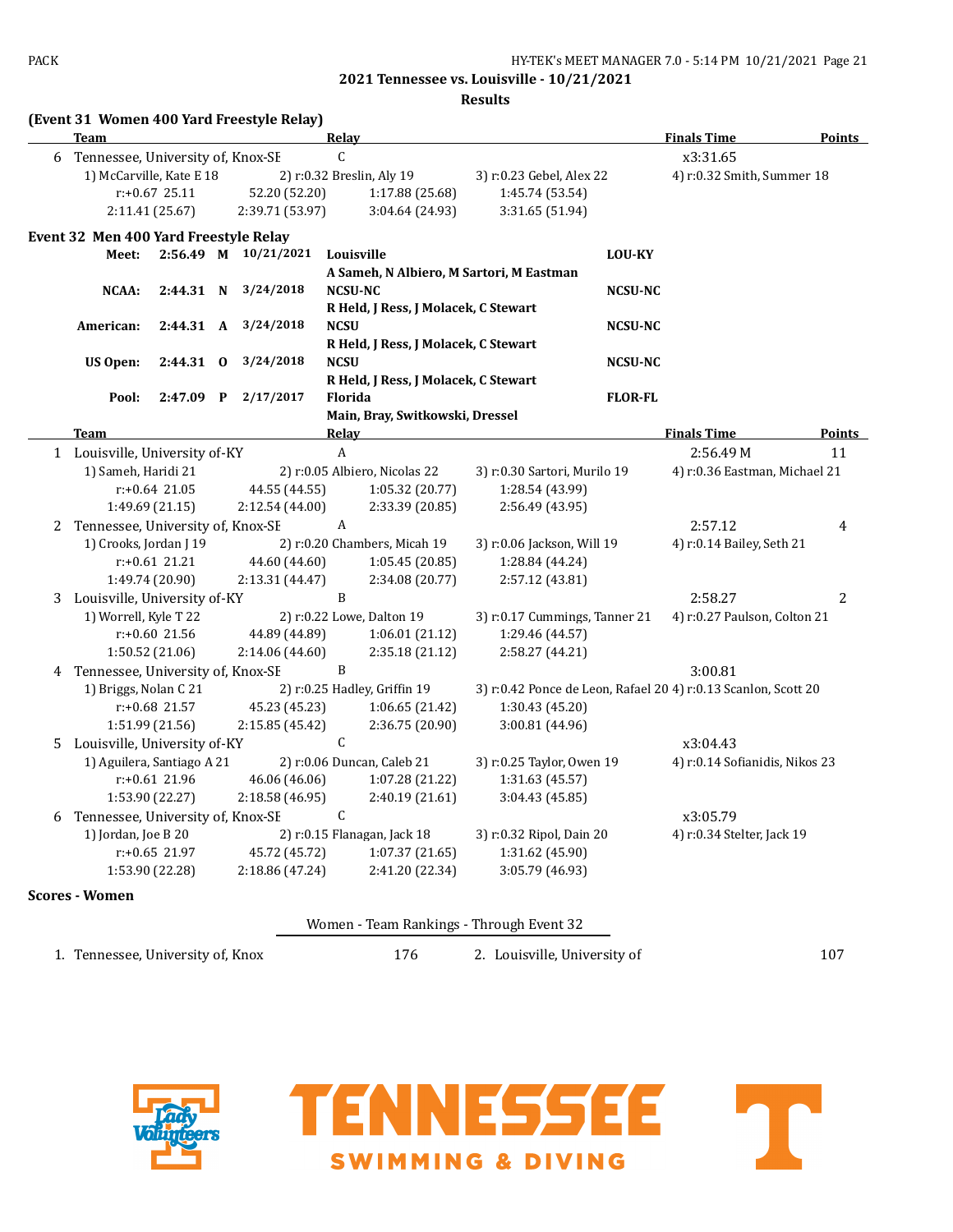**2021 Tennessee vs. Louisville - 10/21/2021**

**Results**

**(Event 31 Women 400 Yard Freestyle Relay)**

| | Team | Relay | Finals Time | Points |
|---|---|---|---|---|
| 6 | Tennessee, University of, Knox-SE | C | x3:31.65 | |

1) McCarville, Kate E 18 — 2) r:0.32 Breslin, Aly 19 — 3) r:0.23 Gebel, Alex 22 — 4) r:0.32 Smith, Summer 18
r:+0.67 25.11 — 52.20 (52.20) — 1:17.88 (25.68) — 1:45.74 (53.54)
2:11.41 (25.67) — 2:39.71 (53.97) — 3:04.64 (24.93) — 3:31.65 (51.94)

**Event 32 Men 400 Yard Freestyle Relay**

| | Time | | Date | Team / Swimmers | Code |
|---|---|---|---|---|---|
| Meet: | 2:56.49 | M | 10/21/2021 | Louisville — A Sameh, N Albiero, M Sartori, M Eastman | LOU-KY |
| NCAA: | 2:44.31 | N | 3/24/2018 | NCSU-NC — R Held, J Ress, J Molacek, C Stewart | NCSU-NC |
| American: | 2:44.31 | A | 3/24/2018 | NCSU — R Held, J Ress, J Molacek, C Stewart | NCSU-NC |
| US Open: | 2:44.31 | O | 3/24/2018 | NCSU — R Held, J Ress, J Molacek, C Stewart | NCSU-NC |
| Pool: | 2:47.09 | P | 2/17/2017 | Florida — Main, Bray, Switkowski, Dressel | FLOR-FL |

| | Team | Relay | Finals Time | Points |
|---|---|---|---|---|
| 1 | Louisville, University of-KY | A | 2:56.49 M | 11 |

1) Sameh, Haridi 21 — 2) r:0.05 Albiero, Nicolas 22 — 3) r:0.30 Sartori, Murilo 19 — 4) r:0.36 Eastman, Michael 21
r:+0.64 21.05 — 44.55 (44.55) — 1:05.32 (20.77) — 1:28.54 (43.99)
1:49.69 (21.15) — 2:12.54 (44.00) — 2:33.39 (20.85) — 2:56.49 (43.95)

| | Team | Relay | Finals Time | Points |
|---|---|---|---|---|
| 2 | Tennessee, University of, Knox-SE | A | 2:57.12 | 4 |

1) Crooks, Jordan J 19 — 2) r:0.20 Chambers, Micah 19 — 3) r:0.06 Jackson, Will 19 — 4) r:0.14 Bailey, Seth 21
r:+0.61 21.21 — 44.60 (44.60) — 1:05.45 (20.85) — 1:28.84 (44.24)
1:49.74 (20.90) — 2:13.31 (44.47) — 2:34.08 (20.77) — 2:57.12 (43.81)

| | Team | Relay | Finals Time | Points |
|---|---|---|---|---|
| 3 | Louisville, University of-KY | B | 2:58.27 | 2 |

1) Worrell, Kyle T 22 — 2) r:0.22 Lowe, Dalton 19 — 3) r:0.17 Cummings, Tanner 21 — 4) r:0.27 Paulson, Colton 21
r:+0.60 21.56 — 44.89 (44.89) — 1:06.01 (21.12) — 1:29.46 (44.57)
1:50.52 (21.06) — 2:14.06 (44.60) — 2:35.18 (21.12) — 2:58.27 (44.21)

| | Team | Relay | Finals Time | Points |
|---|---|---|---|---|
| 4 | Tennessee, University of, Knox-SE | B | 3:00.81 | |

1) Briggs, Nolan C 21 — 2) r:0.25 Hadley, Griffin 19 — 3) r:0.42 Ponce de Leon, Rafael 20 — 4) r:0.13 Scanlon, Scott 20
r:+0.68 21.57 — 45.23 (45.23) — 1:06.65 (21.42) — 1:30.43 (45.20)
1:51.99 (21.56) — 2:15.85 (45.42) — 2:36.75 (20.90) — 3:00.81 (44.96)

| | Team | Relay | Finals Time | Points |
|---|---|---|---|---|
| 5 | Louisville, University of-KY | C | x3:04.43 | |

1) Aguilera, Santiago A 21 — 2) r:0.06 Duncan, Caleb 21 — 3) r:0.25 Taylor, Owen 19 — 4) r:0.14 Sofianidis, Nikos 23
r:+0.61 21.96 — 46.06 (46.06) — 1:07.28 (21.22) — 1:31.63 (45.57)
1:53.90 (22.27) — 2:18.58 (46.95) — 2:40.19 (21.61) — 3:04.43 (45.85)

| | Team | Relay | Finals Time | Points |
|---|---|---|---|---|
| 6 | Tennessee, University of, Knox-SE | C | x3:05.79 | |

1) Jordan, Joe B 20 — 2) r:0.15 Flanagan, Jack 18 — 3) r:0.32 Ripol, Dain 20 — 4) r:0.34 Stelter, Jack 19
r:+0.65 21.97 — 45.72 (45.72) — 1:07.37 (21.65) — 1:31.62 (45.90)
1:53.90 (22.28) — 2:18.86 (47.24) — 2:41.20 (22.34) — 3:05.79 (46.93)

**Scores - Women**

Women - Team Rankings - Through Event 32

| Rank | Team | Points | Rank | Team | Points |
|---|---|---|---|---|---|
| 1. | Tennessee, University of, Knox | 176 | 2. | Louisville, University of | 107 |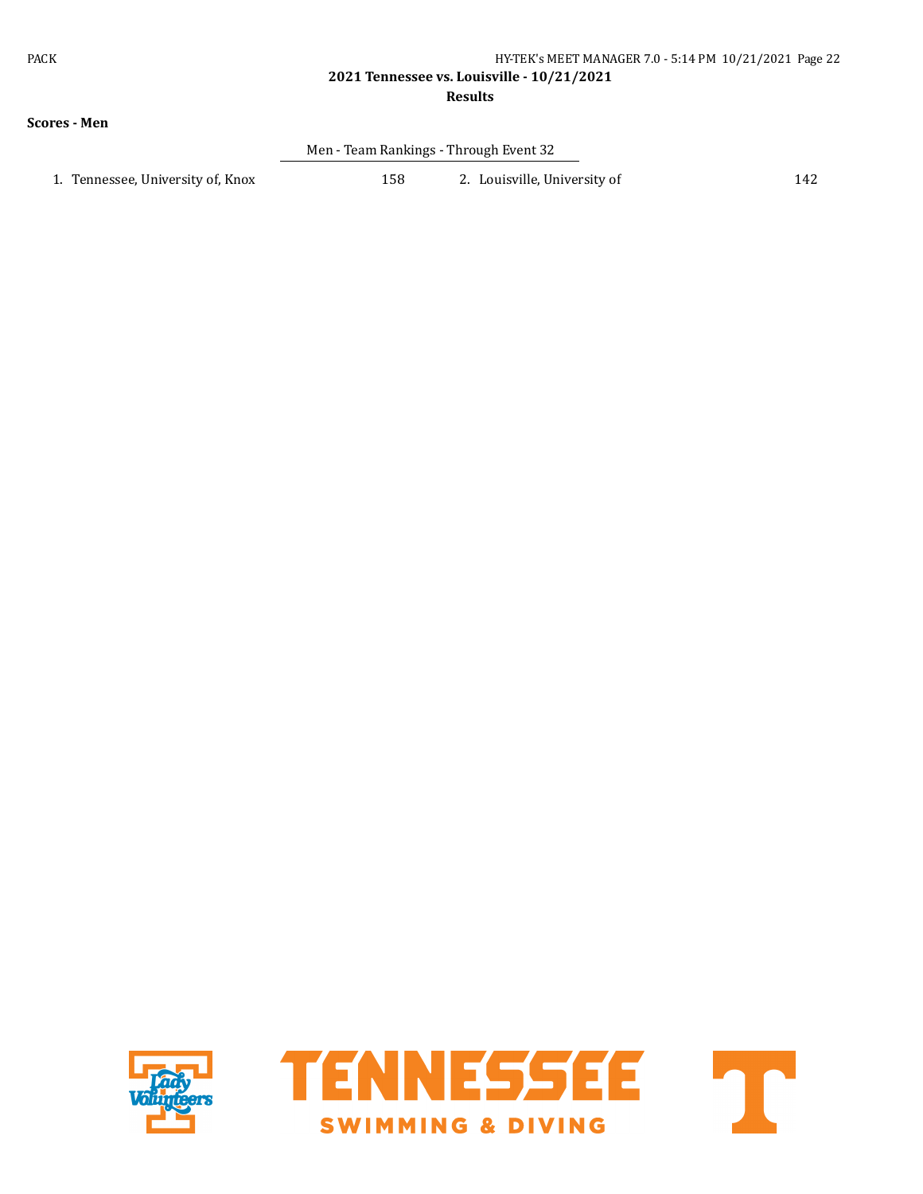**Scores - Men**

Men - Team Rankings - Through Event 32

| | | | |
|---|---|---|---|
| 1. Tennessee, University of, Knox | 158 | 2. Louisville, University of | 142 |